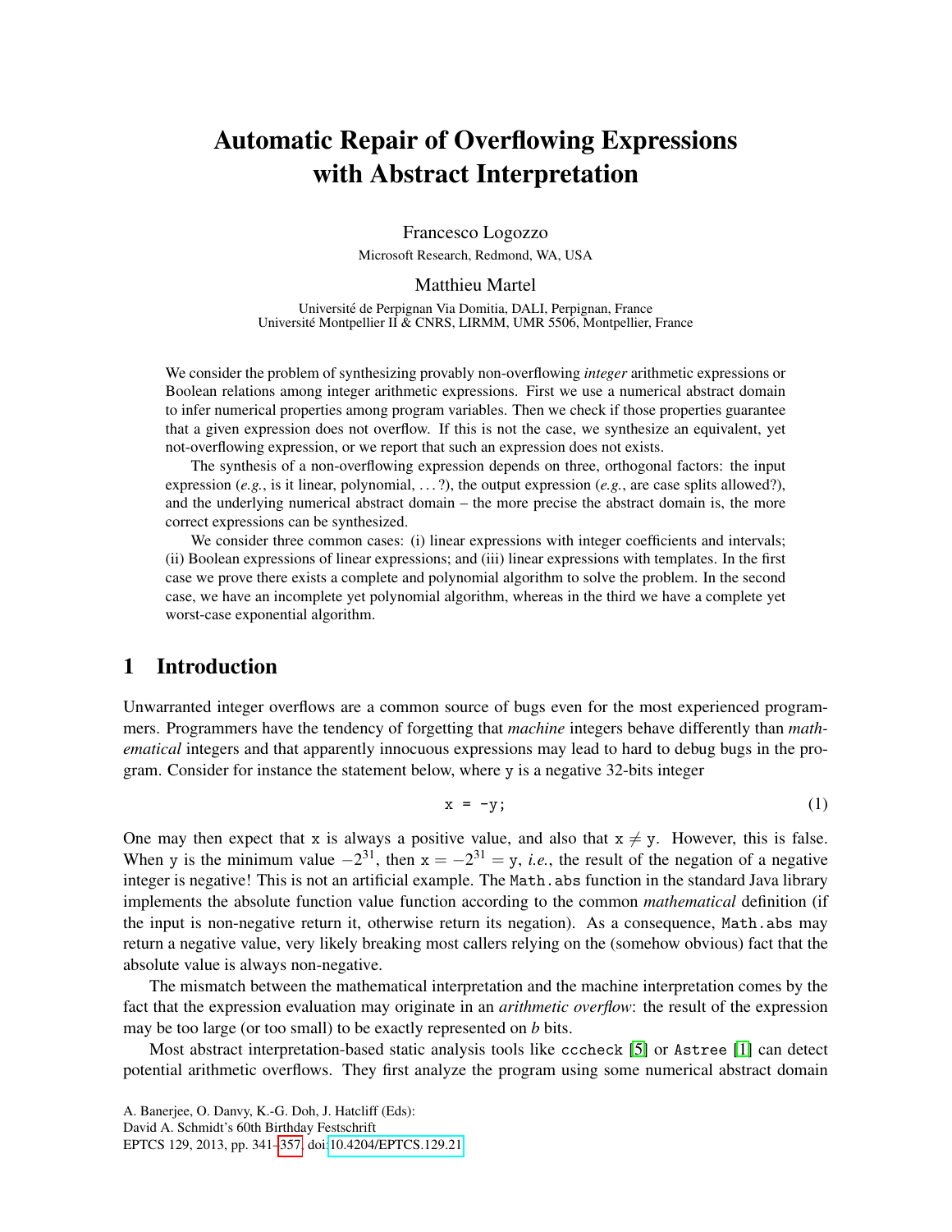# Automatic Repair of Overflowing Expressions with Abstract Interpretation

Francesco Logozzo
Microsoft Research, Redmond, WA, USA

Matthieu Martel
Université de Perpignan Via Domitia, DALI, Perpignan, France
Université Montpellier II & CNRS, LIRMM, UMR 5506, Montpellier, France

We consider the problem of synthesizing provably non-overflowing *integer* arithmetic expressions or Boolean relations among integer arithmetic expressions. First we use a numerical abstract domain to infer numerical properties among program variables. Then we check if those properties guarantee that a given expression does not overflow. If this is not the case, we synthesize an equivalent, yet not-overflowing expression, or we report that such an expression does not exists.

The synthesis of a non-overflowing expression depends on three, orthogonal factors: the input expression (*e.g.*, is it linear, polynomial, ...?), the output expression (*e.g.*, are case splits allowed?), and the underlying numerical abstract domain – the more precise the abstract domain is, the more correct expressions can be synthesized.

We consider three common cases: (i) linear expressions with integer coefficients and intervals; (ii) Boolean expressions of linear expressions; and (iii) linear expressions with templates. In the first case we prove there exists a complete and polynomial algorithm to solve the problem. In the second case, we have an incomplete yet polynomial algorithm, whereas in the third we have a complete yet worst-case exponential algorithm.

## 1 Introduction

Unwarranted integer overflows are a common source of bugs even for the most experienced programmers. Programmers have the tendency of forgetting that *machine* integers behave differently than *mathematical* integers and that apparently innocuous expressions may lead to hard to debug bugs in the program. Consider for instance the statement below, where `y` is a negative 32-bits integer

$$\texttt{x = -y;} \tag{1}$$

One may then expect that `x` is always a positive value, and also that $\mathtt{x} \neq \mathtt{y}$. However, this is false. When `y` is the minimum value $-2^{31}$, then $\mathtt{x} = -2^{31} = \mathtt{y}$, *i.e.*, the result of the negation of a negative integer is negative! This is not an artificial example. The `Math.abs` function in the standard Java library implements the absolute function value function according to the common *mathematical* definition (if the input is non-negative return it, otherwise return its negation). As a consequence, `Math.abs` may return a negative value, very likely breaking most callers relying on the (somehow obvious) fact that the absolute value is always non-negative.

The mismatch between the mathematical interpretation and the machine interpretation comes by the fact that the expression evaluation may originate in an *arithmetic overflow*: the result of the expression may be too large (or too small) to be exactly represented on *b* bits.

Most abstract interpretation-based static analysis tools like `cccheck` [5] or `Astree` [1] can detect potential arithmetic overflows. They first analyze the program using some numerical abstract domain

A. Banerjee, O. Danvy, K.-G. Doh, J. Hatcliff (Eds):
David A. Schmidt's 60th Birthday Festschrift
EPTCS 129, 2013, pp. 341–357, doi:10.4204/EPTCS.129.21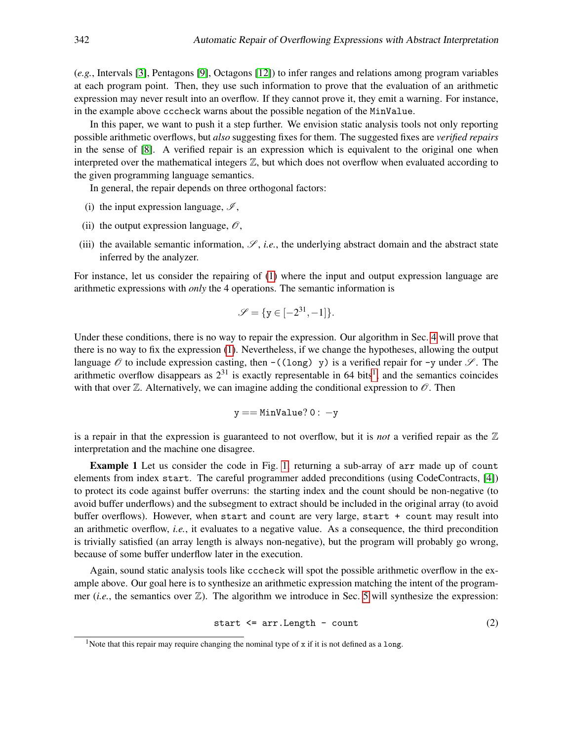(*e.g.*, Intervals [3], Pentagons [9], Octagons [12]) to infer ranges and relations among program variables at each program point. Then, they use such information to prove that the evaluation of an arithmetic expression may never result into an overflow. If they cannot prove it, they emit a warning. For instance, in the example above `cccheck` warns about the possible negation of the `MinValue`.

In this paper, we want to push it a step further. We envision static analysis tools not only reporting possible arithmetic overflows, but *also* suggesting fixes for them. The suggested fixes are *verified repairs* in the sense of [8]. A verified repair is an expression which is equivalent to the original one when interpreted over the mathematical integers $\mathbb{Z}$, but which does not overflow when evaluated according to the given programming language semantics.

In general, the repair depends on three orthogonal factors:

(i) the input expression language, $\mathscr{I}$,

(ii) the output expression language, $\mathscr{O}$,

(iii) the available semantic information, $\mathscr{S}$, *i.e.*, the underlying abstract domain and the abstract state inferred by the analyzer.

For instance, let us consider the repairing of (1) where the input and output expression language are arithmetic expressions with *only* the 4 operations. The semantic information is

$$\mathscr{S} = \{\mathtt{y} \in [-2^{31}, -1]\}.$$

Under these conditions, there is no way to repair the expression. Our algorithm in Sec. 4 will prove that there is no way to fix the expression (1). Nevertheless, if we change the hypotheses, allowing the output language $\mathscr{O}$ to include expression casting, then `-((long) y)` is a verified repair for `-y` under $\mathscr{S}$. The arithmetic overflow disappears as $2^{31}$ is exactly representable in 64 bits[1], and the semantics coincides with that over $\mathbb{Z}$. Alternatively, we can imagine adding the conditional expression to $\mathscr{O}$. Then

$$\mathtt{y} == \mathtt{MinValue} ?\, \mathtt{0} :\ -\mathtt{y}$$

is a repair in that the expression is guaranteed to not overflow, but it is *not* a verified repair as the $\mathbb{Z}$ interpretation and the machine one disagree.

**Example 1** Let us consider the code in Fig. 1, returning a sub-array of `arr` made up of `count` elements from index `start`. The careful programmer added preconditions (using CodeContracts, [4]) to protect its code against buffer overruns: the starting index and the count should be non-negative (to avoid buffer underflows) and the subsegment to extract should be included in the original array (to avoid buffer overflows). However, when `start` and `count` are very large, `start + count` may result into an arithmetic overflow, *i.e.*, it evaluates to a negative value. As a consequence, the third precondition is trivially satisfied (an array length is always non-negative), but the program will probably go wrong, because of some buffer underflow later in the execution.

Again, sound static analysis tools like `cccheck` will spot the possible arithmetic overflow in the example above. Our goal here is to synthesize an arithmetic expression matching the intent of the programmer (*i.e.*, the semantics over $\mathbb{Z}$). The algorithm we introduce in Sec. 5 will synthesize the expression:

```
start <= arr.Length - count                                  (2)
```

[1] Note that this repair may require changing the nominal type of `x` if it is not defined as a `long`.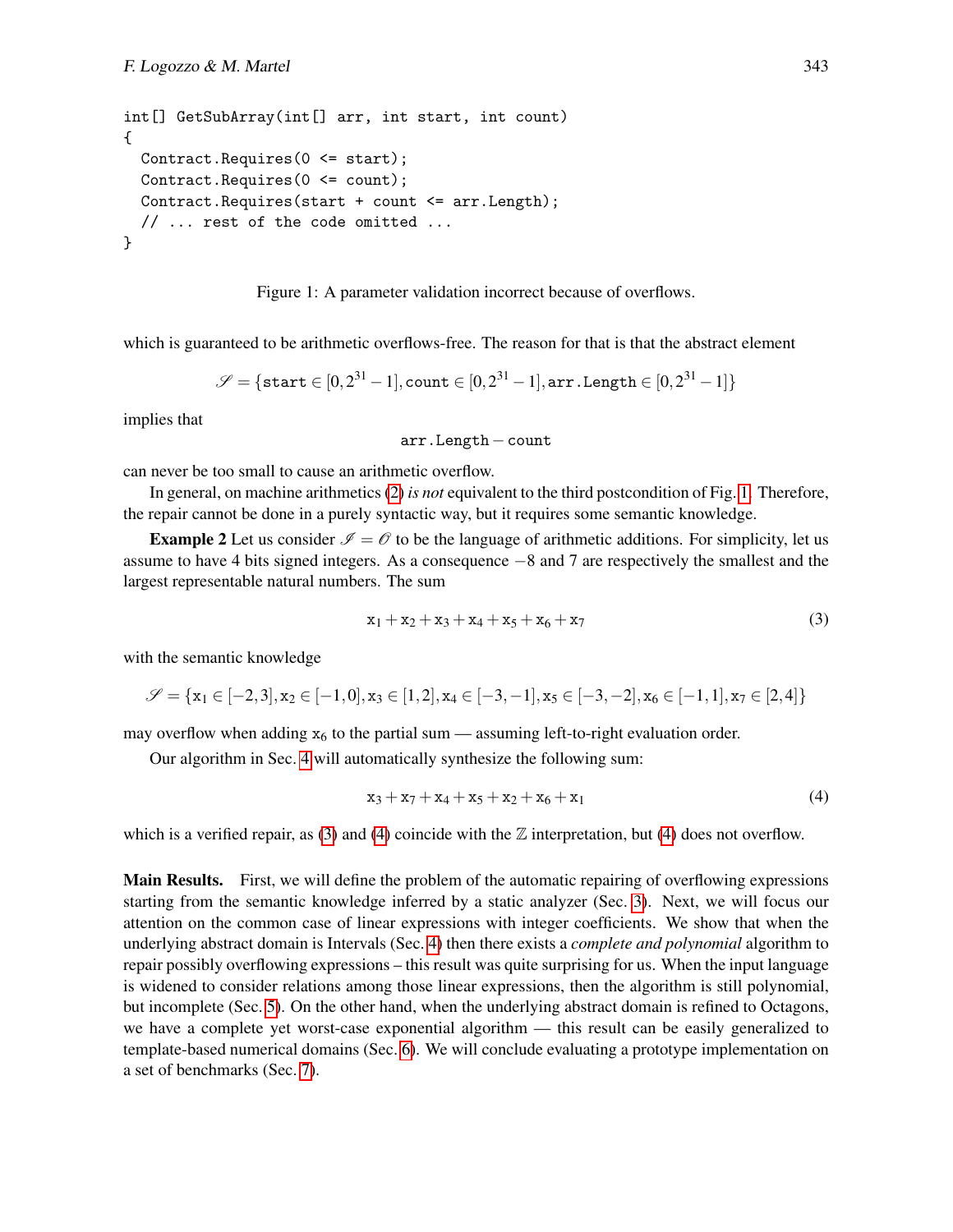```
int[] GetSubArray(int[] arr, int start, int count)
{
  Contract.Requires(0 <= start);
  Contract.Requires(0 <= count);
  Contract.Requires(start + count <= arr.Length);
  // ... rest of the code omitted ...
}
```

Figure 1: A parameter validation incorrect because of overflows.

which is guaranteed to be arithmetic overflows-free. The reason for that is that the abstract element

$$\mathscr{S} = \{\texttt{start} \in [0, 2^{31} - 1], \texttt{count} \in [0, 2^{31} - 1], \texttt{arr.Length} \in [0, 2^{31} - 1]\}$$

implies that

$$\texttt{arr.Length} - \texttt{count}$$

can never be too small to cause an arithmetic overflow.

In general, on machine arithmetics (2) *is not* equivalent to the third postcondition of Fig. 1. Therefore, the repair cannot be done in a purely syntactic way, but it requires some semantic knowledge.

**Example 2** Let us consider $\mathscr{I} = \mathscr{O}$ to be the language of arithmetic additions. For simplicity, let us assume to have 4 bits signed integers. As a consequence $-8$ and 7 are respectively the smallest and the largest representable natural numbers. The sum

$$\mathtt{x}_1 + \mathtt{x}_2 + \mathtt{x}_3 + \mathtt{x}_4 + \mathtt{x}_5 + \mathtt{x}_6 + \mathtt{x}_7 \tag{3}$$

with the semantic knowledge

$$\mathscr{S} = \{\mathtt{x}_1 \in [-2, 3], \mathtt{x}_2 \in [-1, 0], \mathtt{x}_3 \in [1, 2], \mathtt{x}_4 \in [-3, -1], \mathtt{x}_5 \in [-3, -2], \mathtt{x}_6 \in [-1, 1], \mathtt{x}_7 \in [2, 4]\}$$

may overflow when adding $\mathtt{x}_6$ to the partial sum — assuming left-to-right evaluation order.

Our algorithm in Sec. 4 will automatically synthesize the following sum:

$$\mathtt{x}_3 + \mathtt{x}_7 + \mathtt{x}_4 + \mathtt{x}_5 + \mathtt{x}_2 + \mathtt{x}_6 + \mathtt{x}_1 \tag{4}$$

which is a verified repair, as (3) and (4) coincide with the $\mathbb{Z}$ interpretation, but (4) does not overflow.

**Main Results.** First, we will define the problem of the automatic repairing of overflowing expressions starting from the semantic knowledge inferred by a static analyzer (Sec. 3). Next, we will focus our attention on the common case of linear expressions with integer coefficients. We show that when the underlying abstract domain is Intervals (Sec. 4) then there exists a *complete and polynomial* algorithm to repair possibly overflowing expressions – this result was quite surprising for us. When the input language is widened to consider relations among those linear expressions, then the algorithm is still polynomial, but incomplete (Sec. 5). On the other hand, when the underlying abstract domain is refined to Octagons, we have a complete yet worst-case exponential algorithm — this result can be easily generalized to template-based numerical domains (Sec. 6). We will conclude evaluating a prototype implementation on a set of benchmarks (Sec. 7).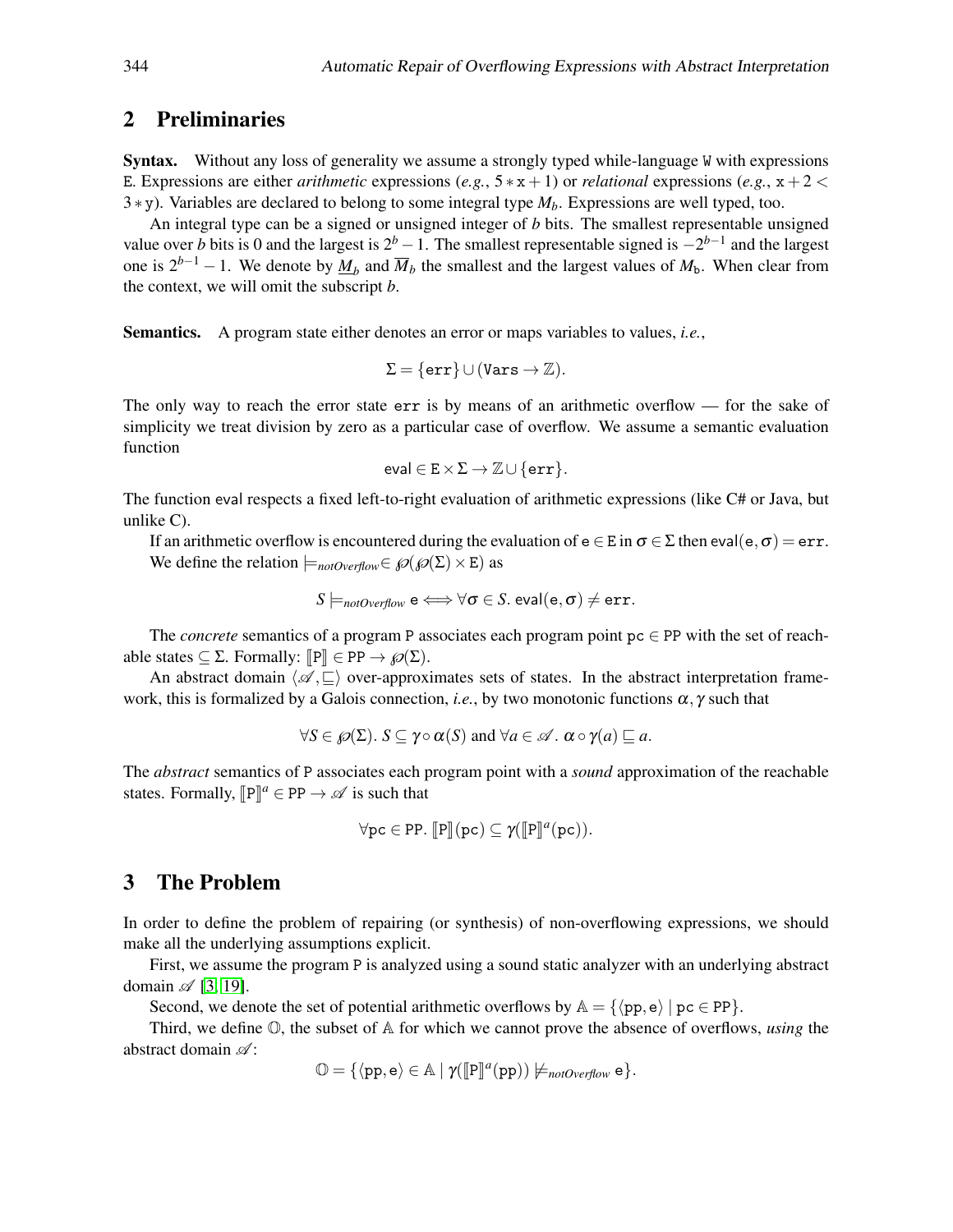## 2 Preliminaries

**Syntax.** Without any loss of generality we assume a strongly typed while-language W with expressions E. Expressions are either *arithmetic* expressions (*e.g.*, $5*x+1$) or *relational* expressions (*e.g.*, $x+2 < 3*y$). Variables are declared to belong to some integral type $M_b$. Expressions are well typed, too.

An integral type can be a signed or unsigned integer of $b$ bits. The smallest representable unsigned value over $b$ bits is 0 and the largest is $2^b - 1$. The smallest representable signed is $-2^{b-1}$ and the largest one is $2^{b-1} - 1$. We denote by $\underline{M}_b$ and $\overline{M}_b$ the smallest and the largest values of $M_b$. When clear from the context, we will omit the subscript $b$.

**Semantics.** A program state either denotes an error or maps variables to values, *i.e.*,

$$\Sigma = \{\mathtt{err}\} \cup (\mathtt{Vars} \to \mathbb{Z}).$$

The only way to reach the error state err is by means of an arithmetic overflow — for the sake of simplicity we treat division by zero as a particular case of overflow. We assume a semantic evaluation function

$$\mathsf{eval} \in \mathtt{E} \times \Sigma \to \mathbb{Z} \cup \{\mathtt{err}\}.$$

The function eval respects a fixed left-to-right evaluation of arithmetic expressions (like C# or Java, but unlike C).

If an arithmetic overflow is encountered during the evaluation of $\mathtt{e} \in \mathtt{E}$ in $\sigma \in \Sigma$ then $\mathsf{eval}(\mathtt{e}, \sigma) = \mathtt{err}$.

We define the relation $\models_{notOverflow} \in \wp(\wp(\Sigma) \times \mathtt{E})$ as

$$S \models_{notOverflow} \mathtt{e} \iff \forall \sigma \in S.\ \mathsf{eval}(\mathtt{e}, \sigma) \neq \mathtt{err}.$$

The *concrete* semantics of a program P associates each program point $\mathtt{pc} \in \mathtt{PP}$ with the set of reachable states $\subseteq \Sigma$. Formally: $[\![\mathtt{P}]\!] \in \mathtt{PP} \to \wp(\Sigma)$.

An abstract domain $\langle \mathscr{A}, \sqsubseteq \rangle$ over-approximates sets of states. In the abstract interpretation framework, this is formalized by a Galois connection, *i.e.*, by two monotonic functions $\alpha, \gamma$ such that

$$\forall S \in \wp(\Sigma).\ S \subseteq \gamma \circ \alpha(S) \text{ and } \forall a \in \mathscr{A}.\ \alpha \circ \gamma(a) \sqsubseteq a.$$

The *abstract* semantics of P associates each program point with a *sound* approximation of the reachable states. Formally, $[\![\mathtt{P}]\!]^a \in \mathtt{PP} \to \mathscr{A}$ is such that

$$\forall \mathtt{pc} \in \mathtt{PP}.\ [\![\mathtt{P}]\!](\mathtt{pc}) \subseteq \gamma([\![\mathtt{P}]\!]^a(\mathtt{pc})).$$

## 3 The Problem

In order to define the problem of repairing (or synthesis) of non-overflowing expressions, we should make all the underlying assumptions explicit.

First, we assume the program P is analyzed using a sound static analyzer with an underlying abstract domain $\mathscr{A}$ [3, 19].

Second, we denote the set of potential arithmetic overflows by $\mathbb{A} = \{\langle \mathtt{pp}, \mathtt{e} \rangle \mid \mathtt{pc} \in \mathtt{PP}\}$.

Third, we define $\mathbb{O}$, the subset of $\mathbb{A}$ for which we cannot prove the absence of overflows, *using* the abstract domain $\mathscr{A}$:

$$\mathbb{O} = \{\langle \mathtt{pp}, \mathtt{e} \rangle \in \mathbb{A} \mid \gamma([\![\mathtt{P}]\!]^a(\mathtt{pp})) \not\models_{notOverflow} \mathtt{e}\}.$$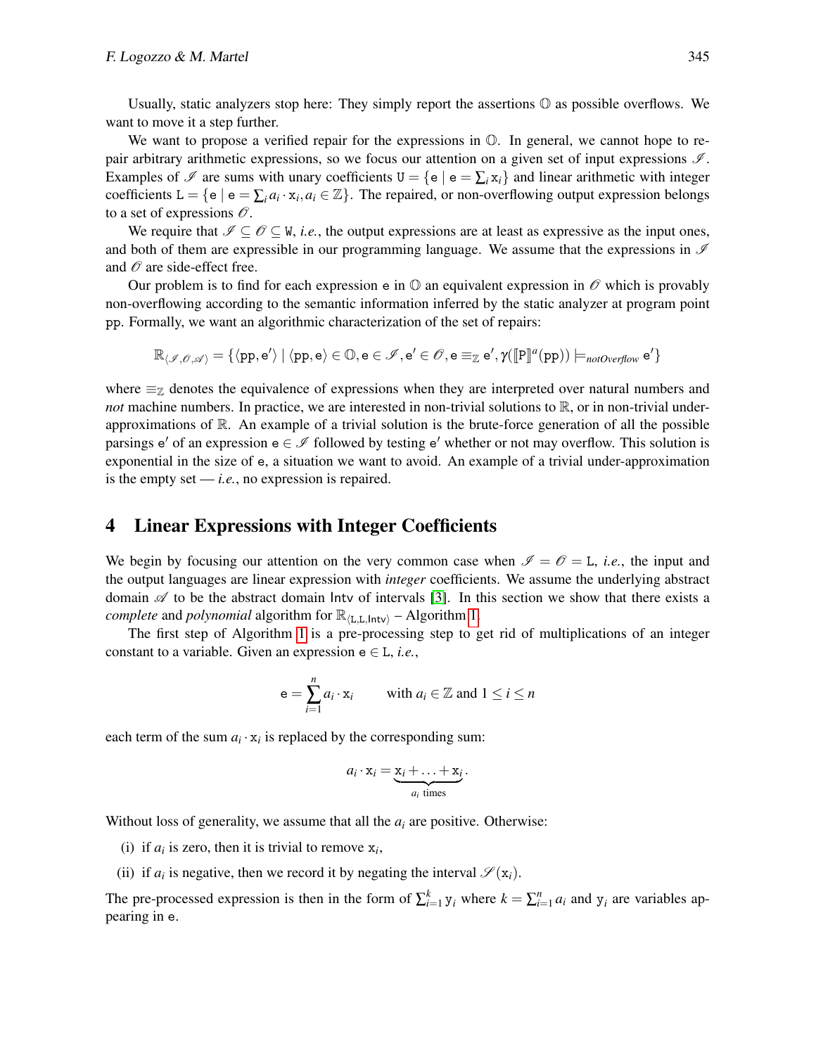Usually, static analyzers stop here: They simply report the assertions $\mathbb{O}$ as possible overflows. We want to move it a step further.

We want to propose a verified repair for the expressions in $\mathbb{O}$. In general, we cannot hope to repair arbitrary arithmetic expressions, so we focus our attention on a given set of input expressions $\mathscr{I}$. Examples of $\mathscr{I}$ are sums with unary coefficients $\mathtt{U} = \{\mathtt{e} \mid \mathtt{e} = \sum_i \mathtt{x}_i\}$ and linear arithmetic with integer coefficients $\mathtt{L} = \{\mathtt{e} \mid \mathtt{e} = \sum_i a_i \cdot \mathtt{x}_i, a_i \in \mathbb{Z}\}$. The repaired, or non-overflowing output expression belongs to a set of expressions $\mathscr{O}$.

We require that $\mathscr{I} \subseteq \mathscr{O} \subseteq \mathtt{W}$, *i.e.*, the output expressions are at least as expressive as the input ones, and both of them are expressible in our programming language. We assume that the expressions in $\mathscr{I}$ and $\mathscr{O}$ are side-effect free.

Our problem is to find for each expression $\mathtt{e}$ in $\mathbb{O}$ an equivalent expression in $\mathscr{O}$ which is provably non-overflowing according to the semantic information inferred by the static analyzer at program point pp. Formally, we want an algorithmic characterization of the set of repairs:

$$\mathbb{R}_{\langle \mathscr{I}, \mathscr{O}, \mathscr{A} \rangle} = \{\langle \mathtt{pp}, \mathtt{e}' \rangle \mid \langle \mathtt{pp}, \mathtt{e} \rangle \in \mathbb{O}, \mathtt{e} \in \mathscr{I}, \mathtt{e}' \in \mathscr{O}, \mathtt{e} \equiv_{\mathbb{Z}} \mathtt{e}', \gamma([\![\mathtt{P}]\!]^a(\mathtt{pp})) \models_{notOverflow} \mathtt{e}'\}$$

where $\equiv_{\mathbb{Z}}$ denotes the equivalence of expressions when they are interpreted over natural numbers and *not* machine numbers. In practice, we are interested in non-trivial solutions to $\mathbb{R}$, or in non-trivial under-approximations of $\mathbb{R}$. An example of a trivial solution is the brute-force generation of all the possible parsings $\mathtt{e}'$ of an expression $\mathtt{e} \in \mathscr{I}$ followed by testing $\mathtt{e}'$ whether or not may overflow. This solution is exponential in the size of $\mathtt{e}$, a situation we want to avoid. An example of a trivial under-approximation is the empty set — *i.e.*, no expression is repaired.

## 4 Linear Expressions with Integer Coefficients

We begin by focusing our attention on the very common case when $\mathscr{I} = \mathscr{O} = \mathtt{L}$, *i.e.*, the input and the output languages are linear expression with *integer* coefficients. We assume the underlying abstract domain $\mathscr{A}$ to be the abstract domain $\mathsf{Intv}$ of intervals [3]. In this section we show that there exists a *complete* and *polynomial* algorithm for $\mathbb{R}_{\langle \mathtt{L}, \mathtt{L}, \mathsf{Intv} \rangle}$ – Algorithm 1.

The first step of Algorithm 1 is a pre-processing step to get rid of multiplications of an integer constant to a variable. Given an expression $\mathtt{e} \in \mathtt{L}$, *i.e.*,

$$\mathtt{e} = \sum_{i=1}^{n} a_i \cdot \mathtt{x}_i \qquad \text{with } a_i \in \mathbb{Z} \text{ and } 1 \leq i \leq n$$

each term of the sum $a_i \cdot \mathtt{x}_i$ is replaced by the corresponding sum:

$$a_i \cdot \mathtt{x}_i = \underbrace{\mathtt{x}_i + \ldots + \mathtt{x}_i}_{a_i \text{ times}}.$$

Without loss of generality, we assume that all the $a_i$ are positive. Otherwise:

(i) if $a_i$ is zero, then it is trivial to remove $\mathtt{x}_i$,

(ii) if $a_i$ is negative, then we record it by negating the interval $\mathscr{S}(\mathtt{x}_i)$.

The pre-processed expression is then in the form of $\sum_{i=1}^{k} \mathtt{y}_i$ where $k = \sum_{i=1}^{n} a_i$ and $\mathtt{y}_i$ are variables appearing in $\mathtt{e}$.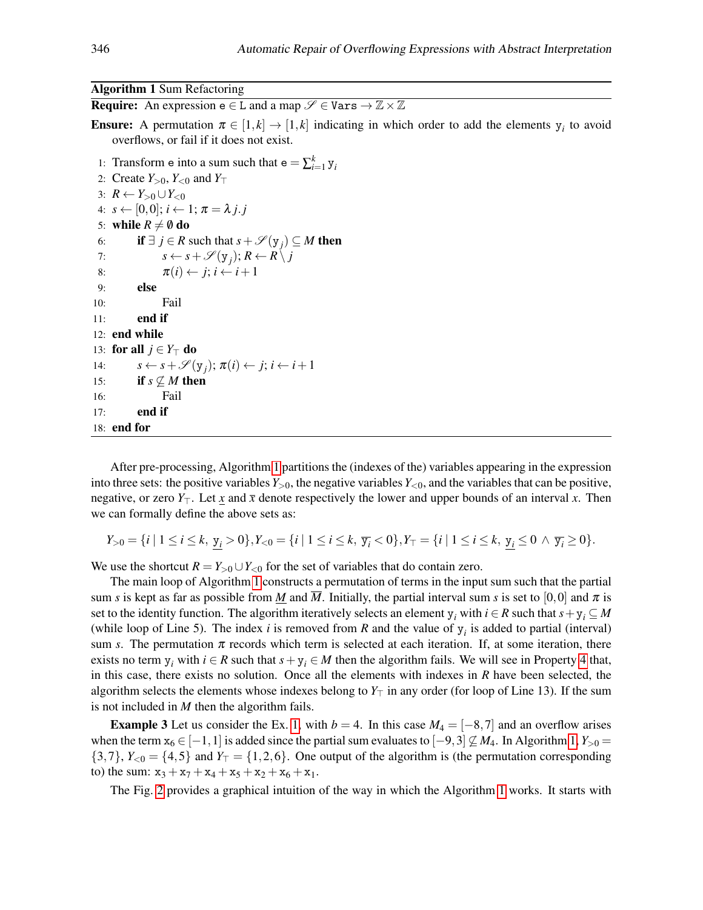**Algorithm 1** Sum Refactoring

**Require:** An expression $\mathtt{e} \in \mathtt{L}$ and a map $\mathscr{S} \in \mathtt{Vars} \to \mathbb{Z} \times \mathbb{Z}$

**Ensure:** A permutation $\pi \in [1,k] \to [1,k]$ indicating in which order to add the elements $\mathtt{y}_i$ to avoid overflows, or fail if it does not exist.

```
1: Transform e into a sum such that e = Σ_{i=1}^{k} y_i
2: Create Y_{>0}, Y_{<0} and Y_⊤
3: R ← Y_{>0} ∪ Y_{<0}
4: s ← [0,0]; i ← 1; π = λ j.j
5: while R ≠ ∅ do
6:     if ∃ j ∈ R such that s + S(y_j) ⊆ M then
7:         s ← s + S(y_j); R ← R \ j
8:         π(i) ← j; i ← i+1
9:     else
10:        Fail
11:    end if
12: end while
13: for all j ∈ Y_⊤ do
14:     s ← s + S(y_j); π(i) ← j; i ← i+1
15:     if s ⊈ M then
16:         Fail
17:     end if
18: end for
```

After pre-processing, Algorithm 1 partitions the (indexes of the) variables appearing in the expression into three sets: the positive variables $Y_{>0}$, the negative variables $Y_{<0}$, and the variables that can be positive, negative, or zero $Y_\top$. Let $\underline{x}$ and $\overline{x}$ denote respectively the lower and upper bounds of an interval $x$. Then we can formally define the above sets as:

$$Y_{>0} = \{i \mid 1 \le i \le k,\ \underline{\mathtt{y}_i} > 0\}, Y_{<0} = \{i \mid 1 \le i \le k,\ \overline{\mathtt{y}_i} < 0\}, Y_\top = \{i \mid 1 \le i \le k,\ \underline{\mathtt{y}_i} \le 0 \wedge \overline{\mathtt{y}_i} \ge 0\}.$$

We use the shortcut $R = Y_{>0} \cup Y_{<0}$ for the set of variables that do contain zero.

The main loop of Algorithm 1 constructs a permutation of terms in the input sum such that the partial sum $s$ is kept as far as possible from $\underline{M}$ and $\overline{M}$. Initially, the partial interval sum $s$ is set to $[0,0]$ and $\pi$ is set to the identity function. The algorithm iteratively selects an element $\mathtt{y}_i$ with $i \in R$ such that $s + \mathtt{y}_i \subseteq M$ (while loop of Line 5). The index $i$ is removed from $R$ and the value of $\mathtt{y}_i$ is added to partial (interval) sum $s$. The permutation $\pi$ records which term is selected at each iteration. If, at some iteration, there exists no term $\mathtt{y}_i$ with $i \in R$ such that $s + \mathtt{y}_i \in M$ then the algorithm fails. We will see in Property 4 that, in this case, there exists no solution. Once all the elements with indexes in $R$ have been selected, the algorithm selects the elements whose indexes belong to $Y_\top$ in any order (for loop of Line 13). If the sum is not included in $M$ then the algorithm fails.

**Example 3** Let us consider the Ex. 1, with $b = 4$. In this case $M_4 = [-8,7]$ and an overflow arises when the term $\mathtt{x}_6 \in [-1,1]$ is added since the partial sum evaluates to $[-9,3] \not\subseteq M_4$. In Algorithm 1, $Y_{>0} = \{3,7\}$, $Y_{<0} = \{4,5\}$ and $Y_\top = \{1,2,6\}$. One output of the algorithm is (the permutation corresponding to) the sum: $\mathtt{x}_3 + \mathtt{x}_7 + \mathtt{x}_4 + \mathtt{x}_5 + \mathtt{x}_2 + \mathtt{x}_6 + \mathtt{x}_1$.

The Fig. 2 provides a graphical intuition of the way in which the Algorithm 1 works. It starts with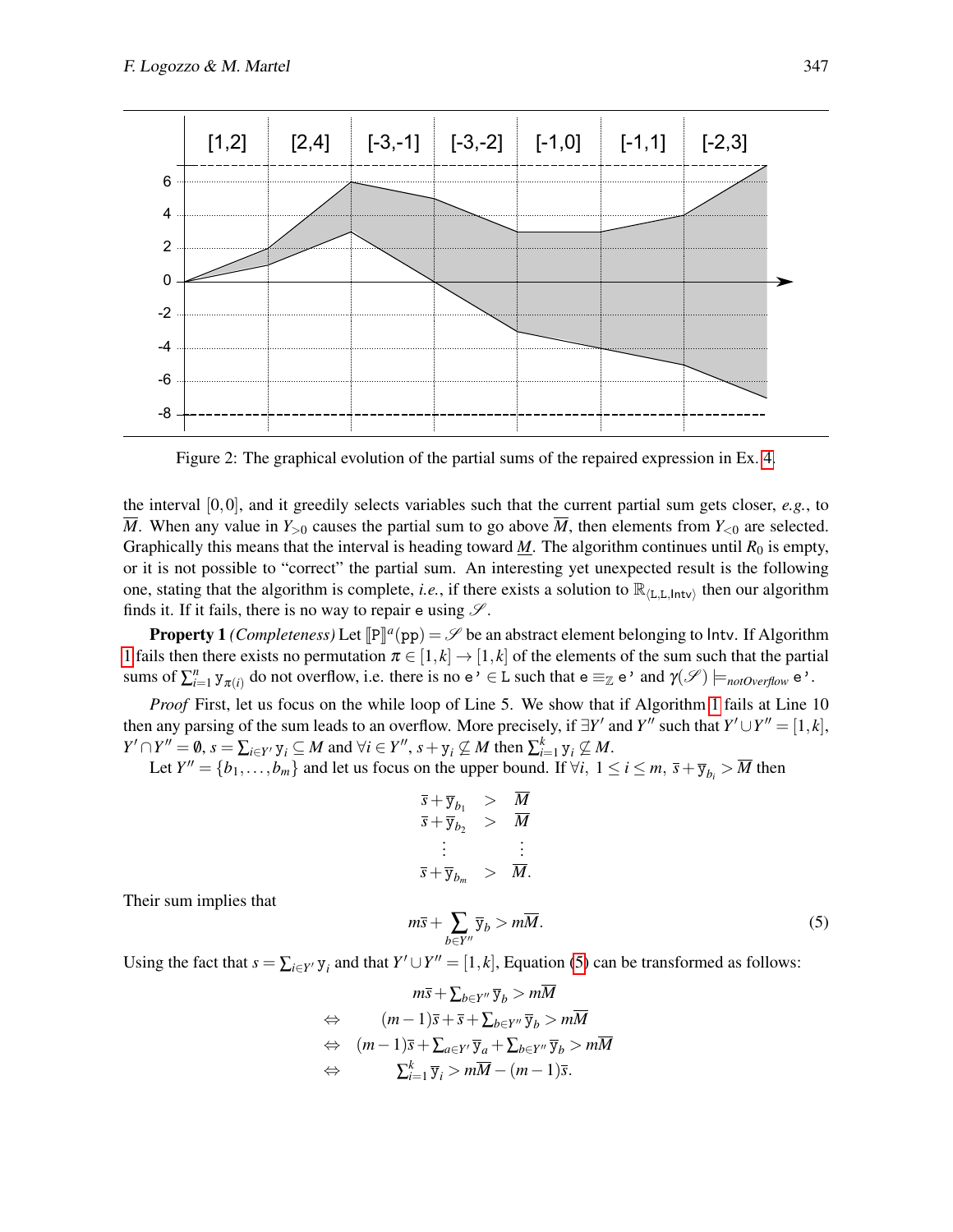Figure 2: The graphical evolution of the partial sums of the repaired expression in Ex. 4.

the interval $[0,0]$, and it greedily selects variables such that the current partial sum gets closer, *e.g.*, to $\overline{M}$. When any value in $Y_{>0}$ causes the partial sum to go above $\overline{M}$, then elements from $Y_{<0}$ are selected. Graphically this means that the interval is heading toward $\underline{M}$. The algorithm continues until $R_0$ is empty, or it is not possible to "correct" the partial sum. An interesting yet unexpected result is the following one, stating that the algorithm is complete, *i.e.*, if there exists a solution to $\mathbb{R}_{\langle \mathsf{L},\mathsf{L},\mathsf{Intv}\rangle}$ then our algorithm finds it. If it fails, there is no way to repair e using $\mathscr{S}$.

**Property 1** *(Completeness)* Let $[\![\mathtt{P}]\!]^a(\mathtt{pp}) = \mathscr{S}$ be an abstract element belonging to Intv. If Algorithm 1 fails then there exists no permutation $\pi \in [1,k] \to [1,k]$ of the elements of the sum such that the partial sums of $\sum_{i=1}^{n} \mathtt{y}_{\pi(i)}$ do not overflow, i.e. there is no e' $\in$ L such that e $\equiv_{\mathbb{Z}}$ e' and $\gamma(\mathscr{S}) \models_{notOverflow}$ e'.

*Proof* First, let us focus on the while loop of Line 5. We show that if Algorithm 1 fails at Line 10 then any parsing of the sum leads to an overflow. More precisely, if $\exists Y'$ and $Y''$ such that $Y' \cup Y'' = [1,k]$, $Y' \cap Y'' = \emptyset$, $s = \sum_{i \in Y'} \mathtt{y}_i \subseteq M$ and $\forall i \in Y''$, $s + \mathtt{y}_i \not\subseteq M$ then $\sum_{i=1}^{k} \mathtt{y}_i \not\subseteq M$.

Let $Y'' = \{b_1, \ldots, b_m\}$ and let us focus on the upper bound. If $\forall i,\ 1 \le i \le m,\ \overline{s} + \overline{\mathtt{y}}_{b_i} > \overline{M}$ then

$$
\begin{array}{rcl}
\overline{s} + \overline{\mathtt{y}}_{b_1} & > & \overline{M} \\
\overline{s} + \overline{\mathtt{y}}_{b_2} & > & \overline{M} \\
\vdots & & \vdots \\
\overline{s} + \overline{\mathtt{y}}_{b_m} & > & \overline{M}.
\end{array}
$$

Their sum implies that

$$
m\overline{s} + \sum_{b \in Y''} \overline{\mathtt{y}}_b > m\overline{M}. \tag{5}
$$

Using the fact that $s = \sum_{i \in Y'} \mathtt{y}_i$ and that $Y' \cup Y'' = [1,k]$, Equation (5) can be transformed as follows:

$$
\begin{array}{rl}
 & m\overline{s} + \sum_{b \in Y''} \overline{\mathtt{y}}_b > m\overline{M} \\
\Leftrightarrow & (m-1)\overline{s} + \overline{s} + \sum_{b \in Y''} \overline{\mathtt{y}}_b > m\overline{M} \\
\Leftrightarrow & (m-1)\overline{s} + \sum_{a \in Y'} \overline{\mathtt{y}}_a + \sum_{b \in Y''} \overline{\mathtt{y}}_b > m\overline{M} \\
\Leftrightarrow & \sum_{i=1}^{k} \overline{\mathtt{y}}_i > m\overline{M} - (m-1)\overline{s}.
\end{array}
$$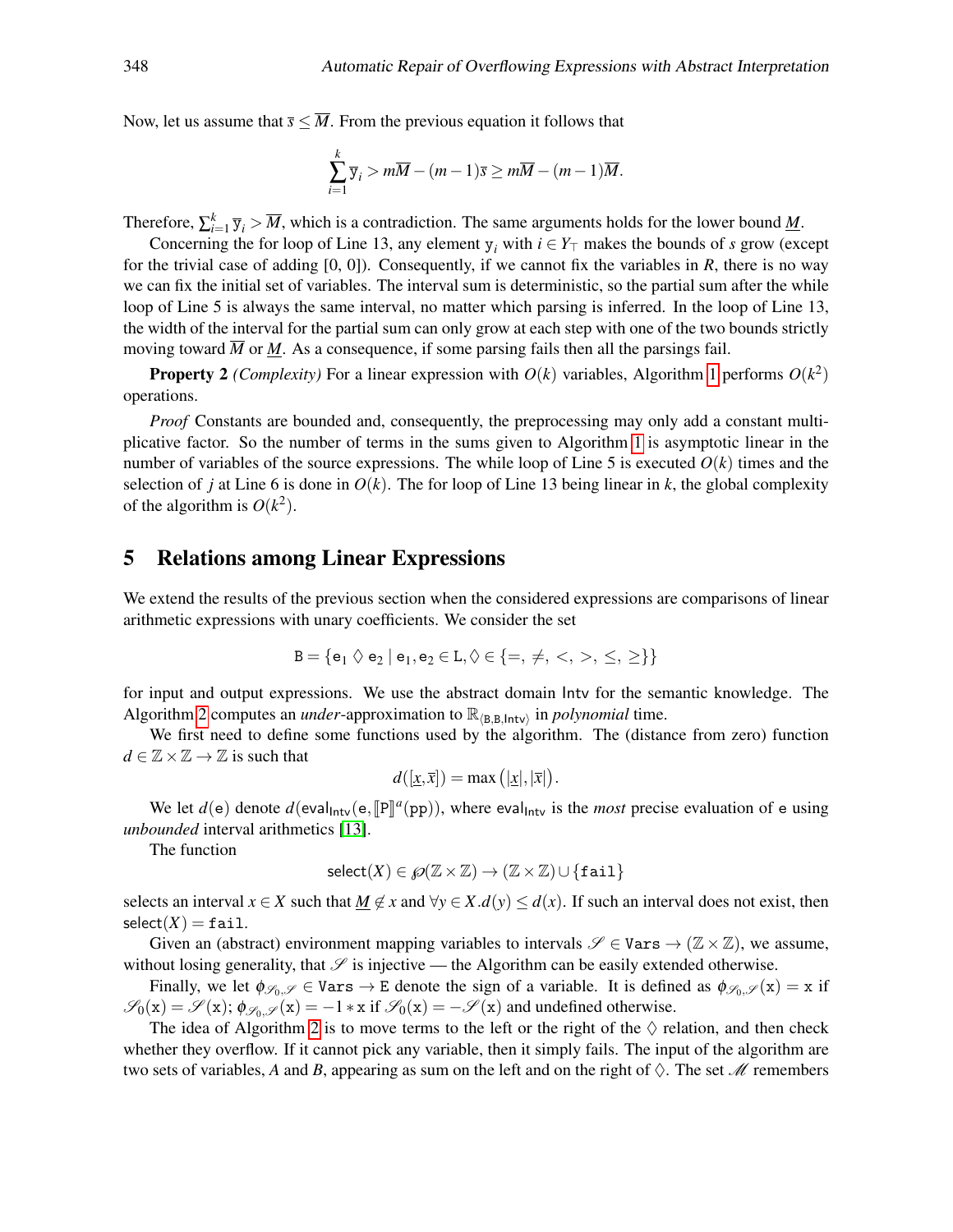Now, let us assume that $\overline{s} \leq \overline{M}$. From the previous equation it follows that

$$\sum_{i=1}^{k} \overline{y}_i > m\overline{M} - (m-1)\overline{s} \geq m\overline{M} - (m-1)\overline{M}.$$

Therefore, $\sum_{i=1}^{k} \overline{y}_i > \overline{M}$, which is a contradiction. The same arguments holds for the lower bound $\underline{M}$.

Concerning the for loop of Line 13, any element $\mathtt{y}_i$ with $i \in Y_\top$ makes the bounds of $s$ grow (except for the trivial case of adding [0, 0]). Consequently, if we cannot fix the variables in $R$, there is no way we can fix the initial set of variables. The interval sum is deterministic, so the partial sum after the while loop of Line 5 is always the same interval, no matter which parsing is inferred. In the loop of Line 13, the width of the interval for the partial sum can only grow at each step with one of the two bounds strictly moving toward $\overline{M}$ or $\underline{M}$. As a consequence, if some parsing fails then all the parsings fail.

**Property 2** *(Complexity)* For a linear expression with $O(k)$ variables, Algorithm 1 performs $O(k^2)$ operations.

*Proof* Constants are bounded and, consequently, the preprocessing may only add a constant multiplicative factor. So the number of terms in the sums given to Algorithm 1 is asymptotic linear in the number of variables of the source expressions. The while loop of Line 5 is executed $O(k)$ times and the selection of $j$ at Line 6 is done in $O(k)$. The for loop of Line 13 being linear in $k$, the global complexity of the algorithm is $O(k^2)$.

## 5 Relations among Linear Expressions

We extend the results of the previous section when the considered expressions are comparisons of linear arithmetic expressions with unary coefficients. We consider the set

$$\mathtt{B} = \{\mathtt{e}_1 \lozenge \mathtt{e}_2 \mid \mathtt{e}_1, \mathtt{e}_2 \in \mathtt{L}, \lozenge \in \{=, \neq, <, >, \leq, \geq\}\}$$

for input and output expressions. We use the abstract domain $\mathsf{Intv}$ for the semantic knowledge. The Algorithm 2 computes an *under*-approximation to $\mathbb{R}_{\langle \mathtt{B},\mathtt{B},\mathsf{Intv}\rangle}$ in *polynomial* time.

We first need to define some functions used by the algorithm. The (distance from zero) function $d \in \mathbb{Z} \times \mathbb{Z} \to \mathbb{Z}$ is such that

$$d([\underline{x}, \overline{x}]) = \max\left(|\underline{x}|, |\overline{x}|\right).$$

We let $d(\mathtt{e})$ denote $d(\mathsf{eval}_{\mathsf{Intv}}(\mathtt{e}, [\![\mathtt{P}]\!]^a(\mathtt{pp}))$, where $\mathsf{eval}_{\mathsf{Intv}}$ is the *most* precise evaluation of $\mathtt{e}$ using *unbounded* interval arithmetics [13].

The function

$$\mathsf{select}(X) \in \wp(\mathbb{Z} \times \mathbb{Z}) \to (\mathbb{Z} \times \mathbb{Z}) \cup \{\mathtt{fail}\}$$

selects an interval $x \in X$ such that $\underline{M} \notin x$ and $\forall y \in X. d(y) \leq d(x)$. If such an interval does not exist, then $\mathsf{select}(X) = \mathtt{fail}$.

Given an (abstract) environment mapping variables to intervals $\mathscr{S} \in \mathtt{Vars} \to (\mathbb{Z} \times \mathbb{Z})$, we assume, without losing generality, that $\mathscr{S}$ is injective — the Algorithm can be easily extended otherwise.

Finally, we let $\phi_{\mathscr{S}_0,\mathscr{S}} \in \mathtt{Vars} \to \mathtt{E}$ denote the sign of a variable. It is defined as $\phi_{\mathscr{S}_0,\mathscr{S}}(\mathtt{x}) = \mathtt{x}$ if $\mathscr{S}_0(\mathtt{x}) = \mathscr{S}(\mathtt{x})$; $\phi_{\mathscr{S}_0,\mathscr{S}}(\mathtt{x}) = -1 * \mathtt{x}$ if $\mathscr{S}_0(\mathtt{x}) = -\mathscr{S}(\mathtt{x})$ and undefined otherwise.

The idea of Algorithm 2 is to move terms to the left or the right of the $\lozenge$ relation, and then check whether they overflow. If it cannot pick any variable, then it simply fails. The input of the algorithm are two sets of variables, $A$ and $B$, appearing as sum on the left and on the right of $\lozenge$. The set $\mathscr{M}$ remembers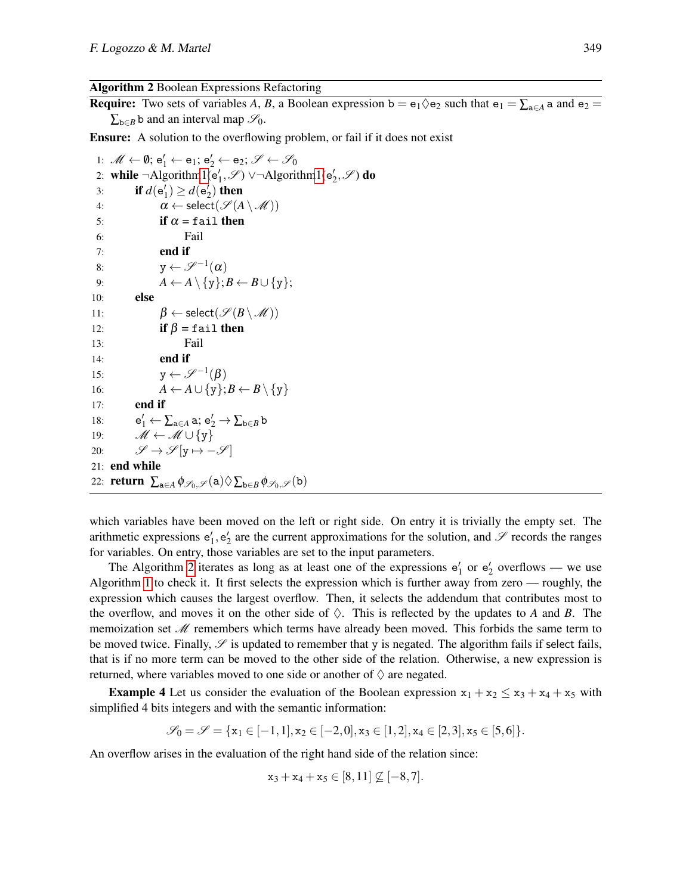**Algorithm 2** Boolean Expressions Refactoring

**Require:** Two sets of variables $A$, $B$, a Boolean expression $\mathtt{b} = \mathtt{e}_1 \Diamond \mathtt{e}_2$ such that $\mathtt{e}_1 = \sum_{\mathtt{a} \in A} \mathtt{a}$ and $\mathtt{e}_2 = \sum_{\mathtt{b} \in B} \mathtt{b}$ and an interval map $\mathscr{S}_0$.

**Ensure:** A solution to the overflowing problem, or fail if it does not exist

1: $\mathscr{M} \leftarrow \emptyset$; $\mathtt{e}'_1 \leftarrow \mathtt{e}_1$; $\mathtt{e}'_2 \leftarrow \mathtt{e}_2$; $\mathscr{S} \leftarrow \mathscr{S}_0$
2: **while** $\neg$Algorithm1$(\mathtt{e}'_1, \mathscr{S}) \vee \neg$Algorithm1$(\mathtt{e}'_2, \mathscr{S})$ **do**
3: &nbsp;&nbsp;&nbsp;&nbsp;**if** $d(\mathtt{e}'_1) \geq d(\mathtt{e}'_2)$ **then**
4: &nbsp;&nbsp;&nbsp;&nbsp;&nbsp;&nbsp;&nbsp;&nbsp;$\alpha \leftarrow \mathsf{select}(\mathscr{S}(A \setminus \mathscr{M}))$
5: &nbsp;&nbsp;&nbsp;&nbsp;&nbsp;&nbsp;&nbsp;&nbsp;**if** $\alpha = \mathtt{fail}$ **then**
6: &nbsp;&nbsp;&nbsp;&nbsp;&nbsp;&nbsp;&nbsp;&nbsp;&nbsp;&nbsp;&nbsp;&nbsp;Fail
7: &nbsp;&nbsp;&nbsp;&nbsp;&nbsp;&nbsp;&nbsp;&nbsp;**end if**
8: &nbsp;&nbsp;&nbsp;&nbsp;&nbsp;&nbsp;&nbsp;&nbsp;$\mathtt{y} \leftarrow \mathscr{S}^{-1}(\alpha)$
9: &nbsp;&nbsp;&nbsp;&nbsp;&nbsp;&nbsp;&nbsp;&nbsp;$A \leftarrow A \setminus \{\mathtt{y}\}; B \leftarrow B \cup \{\mathtt{y}\}$;
10: &nbsp;&nbsp;&nbsp;&nbsp;**else**
11: &nbsp;&nbsp;&nbsp;&nbsp;&nbsp;&nbsp;&nbsp;&nbsp;$\beta \leftarrow \mathsf{select}(\mathscr{S}(B \setminus \mathscr{M}))$
12: &nbsp;&nbsp;&nbsp;&nbsp;&nbsp;&nbsp;&nbsp;&nbsp;**if** $\beta = \mathtt{fail}$ **then**
13: &nbsp;&nbsp;&nbsp;&nbsp;&nbsp;&nbsp;&nbsp;&nbsp;&nbsp;&nbsp;&nbsp;&nbsp;Fail
14: &nbsp;&nbsp;&nbsp;&nbsp;&nbsp;&nbsp;&nbsp;&nbsp;**end if**
15: &nbsp;&nbsp;&nbsp;&nbsp;&nbsp;&nbsp;&nbsp;&nbsp;$\mathtt{y} \leftarrow \mathscr{S}^{-1}(\beta)$
16: &nbsp;&nbsp;&nbsp;&nbsp;&nbsp;&nbsp;&nbsp;&nbsp;$A \leftarrow A \cup \{\mathtt{y}\}; B \leftarrow B \setminus \{\mathtt{y}\}$
17: &nbsp;&nbsp;&nbsp;&nbsp;**end if**
18: &nbsp;&nbsp;&nbsp;&nbsp;$\mathtt{e}'_1 \leftarrow \sum_{\mathtt{a} \in A} \mathtt{a}$; $\mathtt{e}'_2 \rightarrow \sum_{\mathtt{b} \in B} \mathtt{b}$
19: &nbsp;&nbsp;&nbsp;&nbsp;$\mathscr{M} \leftarrow \mathscr{M} \cup \{\mathtt{y}\}$
20: &nbsp;&nbsp;&nbsp;&nbsp;$\mathscr{S} \rightarrow \mathscr{S}[\mathtt{y} \mapsto -\mathscr{S}]$
21: **end while**
22: **return** $\sum_{\mathtt{a} \in A} \phi_{\mathscr{S}_0, \mathscr{S}}(\mathtt{a}) \Diamond \sum_{\mathtt{b} \in B} \phi_{\mathscr{S}_0, \mathscr{S}}(\mathtt{b})$

which variables have been moved on the left or right side. On entry it is trivially the empty set. The arithmetic expressions $\mathtt{e}'_1, \mathtt{e}'_2$ are the current approximations for the solution, and $\mathscr{S}$ records the ranges for variables. On entry, those variables are set to the input parameters.

The Algorithm 2 iterates as long as at least one of the expressions $\mathtt{e}'_1$ or $\mathtt{e}'_2$ overflows — we use Algorithm 1 to check it. It first selects the expression which is further away from zero — roughly, the expression which causes the largest overflow. Then, it selects the addendum that contributes most to the overflow, and moves it on the other side of $\Diamond$. This is reflected by the updates to $A$ and $B$. The memoization set $\mathscr{M}$ remembers which terms have already been moved. This forbids the same term to be moved twice. Finally, $\mathscr{S}$ is updated to remember that $\mathtt{y}$ is negated. The algorithm fails if select fails, that is if no more term can be moved to the other side of the relation. Otherwise, a new expression is returned, where variables moved to one side or another of $\Diamond$ are negated.

**Example 4** Let us consider the evaluation of the Boolean expression $\mathtt{x}_1 + \mathtt{x}_2 \leq \mathtt{x}_3 + \mathtt{x}_4 + \mathtt{x}_5$ with simplified 4 bits integers and with the semantic information:

$$\mathscr{S}_0 = \mathscr{S} = \{\mathtt{x}_1 \in [-1,1], \mathtt{x}_2 \in [-2,0], \mathtt{x}_3 \in [1,2], \mathtt{x}_4 \in [2,3], \mathtt{x}_5 \in [5,6]\}.$$

An overflow arises in the evaluation of the right hand side of the relation since:

$$\mathtt{x}_3 + \mathtt{x}_4 + \mathtt{x}_5 \in [8,11] \not\subseteq [-8,7].$$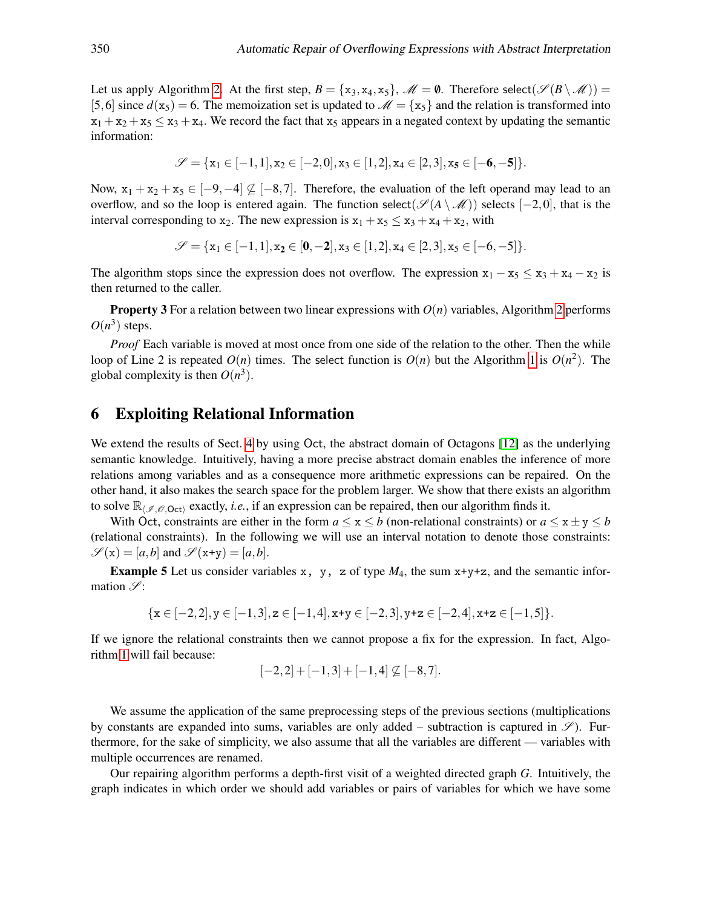Let us apply Algorithm 2. At the first step, $B = \{\mathtt{x}_3, \mathtt{x}_4, \mathtt{x}_5\}$, $\mathscr{M} = \emptyset$. Therefore $\mathsf{select}(\mathscr{S}(B \setminus \mathscr{M})) = [5,6]$ since $d(\mathtt{x}_5) = 6$. The memoization set is updated to $\mathscr{M} = \{\mathtt{x}_5\}$ and the relation is transformed into $\mathtt{x}_1 + \mathtt{x}_2 + \mathtt{x}_5 \leq \mathtt{x}_3 + \mathtt{x}_4$. We record the fact that $\mathtt{x}_5$ appears in a negated context by updating the semantic information:

$$\mathscr{S} = \{\mathtt{x}_1 \in [-1,1], \mathtt{x}_2 \in [-2,0], \mathtt{x}_3 \in [1,2], \mathtt{x}_4 \in [2,3], \mathtt{x}_\mathbf{5} \in [\mathbf{-6}, \mathbf{-5}]\}.$$

Now, $\mathtt{x}_1 + \mathtt{x}_2 + \mathtt{x}_5 \in [-9,-4] \not\subseteq [-8,7]$. Therefore, the evaluation of the left operand may lead to an overflow, and so the loop is entered again. The function $\mathsf{select}(\mathscr{S}(A \setminus \mathscr{M}))$ selects $[-2,0]$, that is the interval corresponding to $\mathtt{x}_2$. The new expression is $\mathtt{x}_1 + \mathtt{x}_5 \leq \mathtt{x}_3 + \mathtt{x}_4 + \mathtt{x}_2$, with

$$\mathscr{S} = \{\mathtt{x}_1 \in [-1,1], \mathtt{x}_\mathbf{2} \in [\mathbf{0}, \mathbf{-2}], \mathtt{x}_3 \in [1,2], \mathtt{x}_4 \in [2,3], \mathtt{x}_5 \in [-6,-5]\}.$$

The algorithm stops since the expression does not overflow. The expression $\mathtt{x}_1 - \mathtt{x}_5 \leq \mathtt{x}_3 + \mathtt{x}_4 - \mathtt{x}_2$ is then returned to the caller.

**Property 3** For a relation between two linear expressions with $O(n)$ variables, Algorithm 2 performs $O(n^3)$ steps.

*Proof* Each variable is moved at most once from one side of the relation to the other. Then the while loop of Line 2 is repeated $O(n)$ times. The select function is $O(n)$ but the Algorithm 1 is $O(n^2)$. The global complexity is then $O(n^3)$.

## 6 Exploiting Relational Information

We extend the results of Sect. 4 by using Oct, the abstract domain of Octagons [12] as the underlying semantic knowledge. Intuitively, having a more precise abstract domain enables the inference of more relations among variables and as a consequence more arithmetic expressions can be repaired. On the other hand, it also makes the search space for the problem larger. We show that there exists an algorithm to solve $\mathbb{R}_{\langle \mathscr{I}, \mathscr{O}, \mathsf{Oct} \rangle}$ exactly, *i.e.*, if an expression can be repaired, then our algorithm finds it.

With Oct, constraints are either in the form $a \leq \mathtt{x} \leq b$ (non-relational constraints) or $a \leq \mathtt{x} \pm \mathtt{y} \leq b$ (relational constraints). In the following we will use an interval notation to denote those constraints: $\mathscr{S}(\mathtt{x}) = [a,b]$ and $\mathscr{S}(\mathtt{x+y}) = [a,b]$.

**Example 5** Let us consider variables `x, y, z` of type $M_4$, the sum `x+y+z`, and the semantic information $\mathscr{S}$:

$$\{\mathtt{x} \in [-2,2], \mathtt{y} \in [-1,3], \mathtt{z} \in [-1,4], \mathtt{x+y} \in [-2,3], \mathtt{y+z} \in [-2,4], \mathtt{x+z} \in [-1,5]\}.$$

If we ignore the relational constraints then we cannot propose a fix for the expression. In fact, Algorithm 1 will fail because:

$$[-2,2] + [-1,3] + [-1,4] \not\subseteq [-8,7].$$

We assume the application of the same preprocessing steps of the previous sections (multiplications by constants are expanded into sums, variables are only added – subtraction is captured in $\mathscr{S}$). Furthermore, for the sake of simplicity, we also assume that all the variables are different — variables with multiple occurrences are renamed.

Our repairing algorithm performs a depth-first visit of a weighted directed graph $G$. Intuitively, the graph indicates in which order we should add variables or pairs of variables for which we have some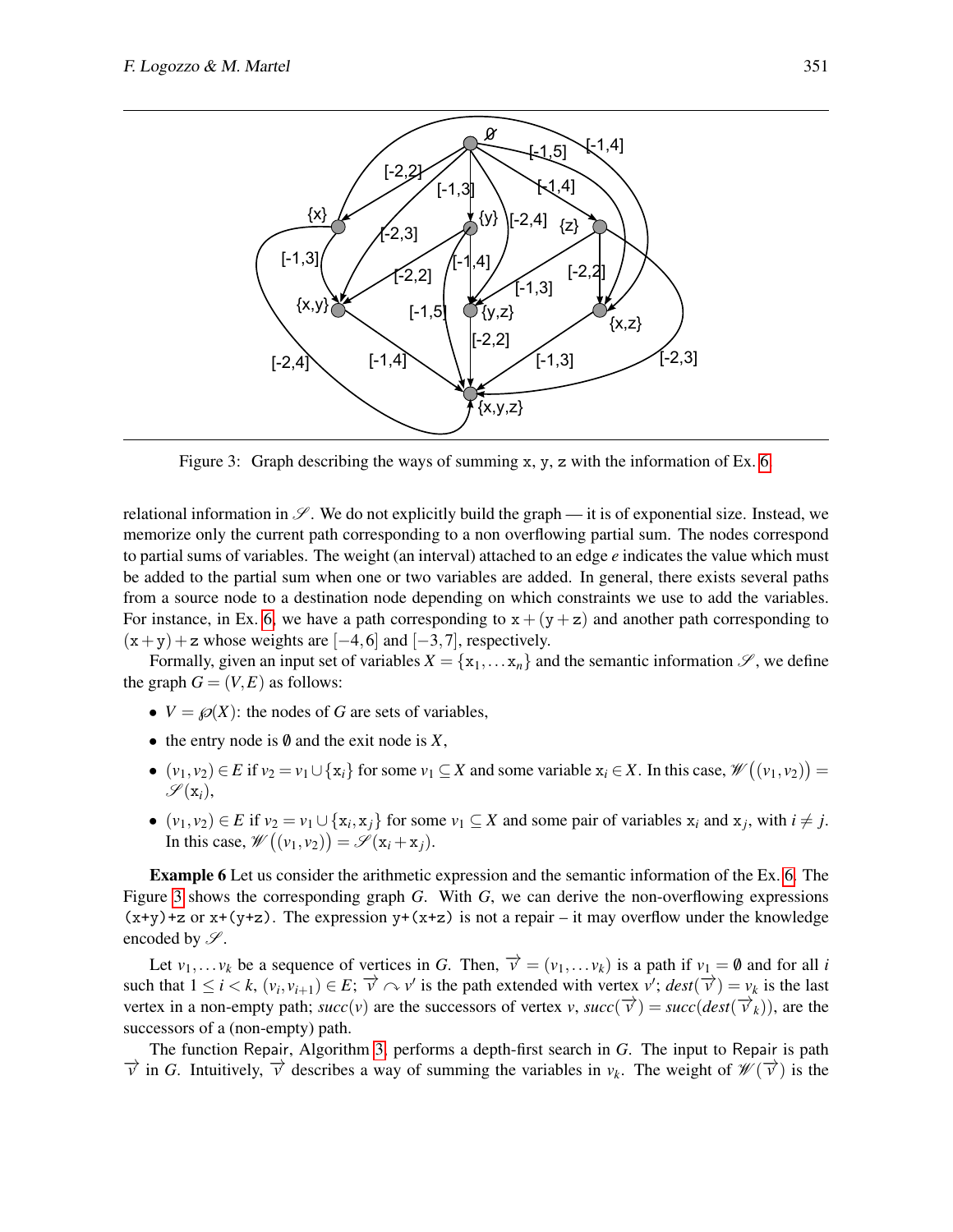Figure 3: Graph describing the ways of summing x, y, z with the information of Ex. 6.

relational information in $\mathscr{S}$. We do not explicitly build the graph — it is of exponential size. Instead, we memorize only the current path corresponding to a non overflowing partial sum. The nodes correspond to partial sums of variables. The weight (an interval) attached to an edge $e$ indicates the value which must be added to the partial sum when one or two variables are added. In general, there exists several paths from a source node to a destination node depending on which constraints we use to add the variables. For instance, in Ex. 6, we have a path corresponding to $\mathtt{x} + (\mathtt{y} + \mathtt{z})$ and another path corresponding to $(\mathtt{x} + \mathtt{y}) + \mathtt{z}$ whose weights are $[-4,6]$ and $[-3,7]$, respectively.

Formally, given an input set of variables $X = \{\mathtt{x}_1, \dots \mathtt{x}_n\}$ and the semantic information $\mathscr{S}$, we define the graph $G = (V,E)$ as follows:

- $V = \wp(X)$: the nodes of $G$ are sets of variables,
- the entry node is $\emptyset$ and the exit node is $X$,
- $(v_1, v_2) \in E$ if $v_2 = v_1 \cup \{\mathtt{x}_i\}$ for some $v_1 \subseteq X$ and some variable $\mathtt{x}_i \in X$. In this case, $\mathscr{W}\big((v_1,v_2)\big) = \mathscr{S}(\mathtt{x}_i)$,
- $(v_1, v_2) \in E$ if $v_2 = v_1 \cup \{\mathtt{x}_i, \mathtt{x}_j\}$ for some $v_1 \subseteq X$ and some pair of variables $\mathtt{x}_i$ and $\mathtt{x}_j$, with $i \neq j$. In this case, $\mathscr{W}\big((v_1,v_2)\big) = \mathscr{S}(\mathtt{x}_i + \mathtt{x}_j)$.

**Example 6** Let us consider the arithmetic expression and the semantic information of the Ex. 6. The Figure 3 shows the corresponding graph $G$. With $G$, we can derive the non-overflowing expressions `(x+y)+z` or `x+(y+z)`. The expression `y+(x+z)` is not a repair – it may overflow under the knowledge encoded by $\mathscr{S}$.

Let $v_1, \dots v_k$ be a sequence of vertices in $G$. Then, $\overrightarrow{v} = (v_1, \dots v_k)$ is a path if $v_1 = \emptyset$ and for all $i$ such that $1 \leq i < k$, $(v_i, v_{i+1}) \in E$; $\overrightarrow{v} \frown v'$ is the path extended with vertex $v'$; $dest(\overrightarrow{v}) = v_k$ is the last vertex in a non-empty path; $succ(v)$ are the successors of vertex $v$, $succ(\overrightarrow{v}) = succ(dest(\overrightarrow{v}_k))$, are the successors of a (non-empty) path.

The function Repair, Algorithm 3, performs a depth-first search in $G$. The input to Repair is path $\overrightarrow{v}$ in $G$. Intuitively, $\overrightarrow{v}$ describes a way of summing the variables in $v_k$. The weight of $\mathscr{W}(\overrightarrow{v})$ is the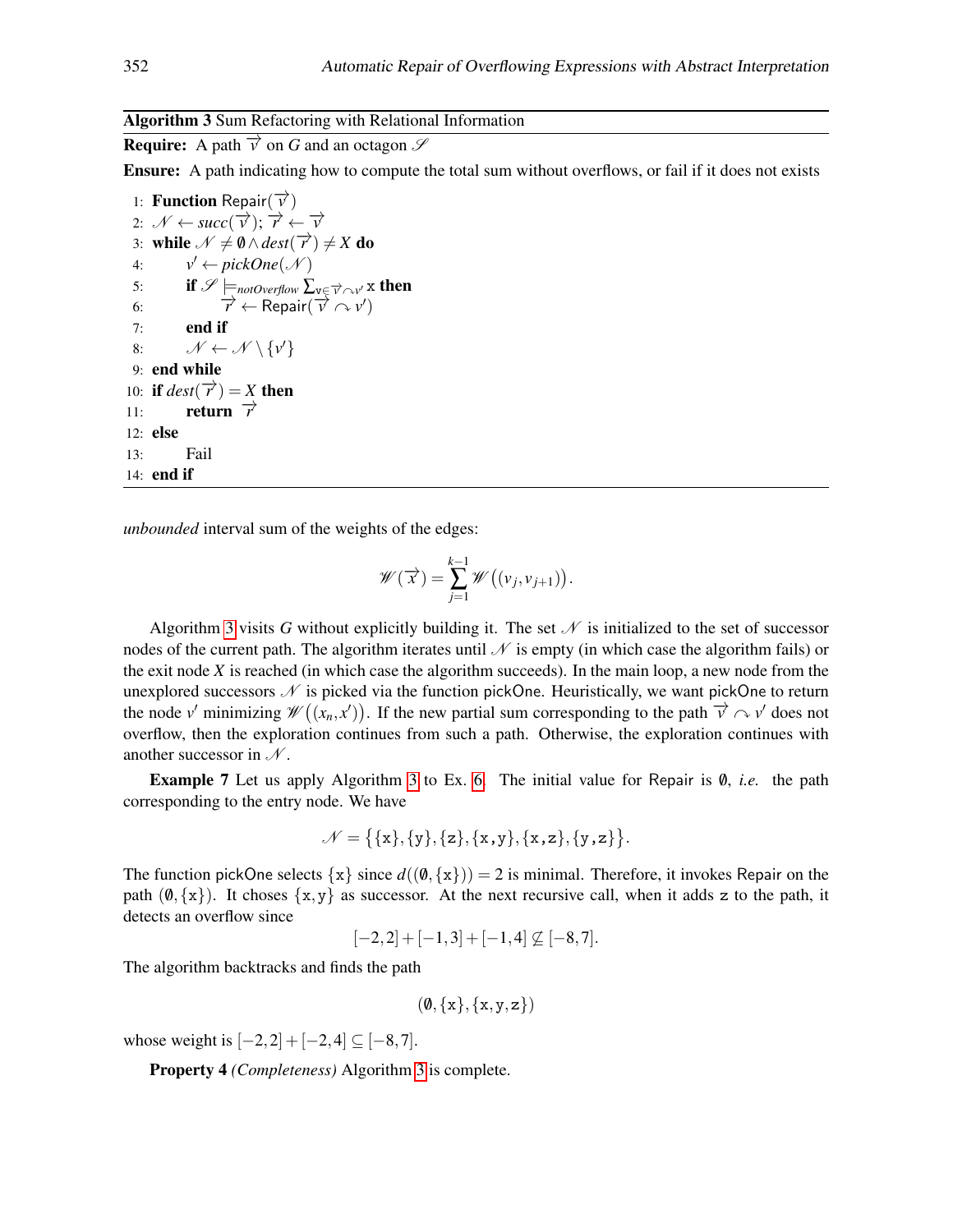**Algorithm 3** Sum Refactoring with Relational Information

**Require:** A path $\overrightarrow{v}$ on $G$ and an octagon $\mathscr{S}$

**Ensure:** A path indicating how to compute the total sum without overflows, or fail if it does not exists

```
1:  Function Repair(v⃗)
2:  𝒩 ← succ(v⃗); r⃗ ← v⃗
3:  while 𝒩 ≠ ∅ ∧ dest(r⃗) ≠ X do
4:      v′ ← pickOne(𝒩)
5:      if 𝒮 ⊨_notOverflow Σ_{v ∈ v⃗ ⌢ v′} x then
6:          r⃗ ← Repair(v⃗ ⌢ v′)
7:      end if
8:      𝒩 ← 𝒩 \ {v′}
9:  end while
10: if dest(r⃗) = X then
11:     return r⃗
12: else
13:     Fail
14: end if
```

*unbounded* interval sum of the weights of the edges:

$$\mathscr{W}(\overrightarrow{x}) = \sum_{j=1}^{k-1} \mathscr{W}\big((v_j, v_{j+1})\big).$$

Algorithm 3 visits $G$ without explicitly building it. The set $\mathscr{N}$ is initialized to the set of successor nodes of the current path. The algorithm iterates until $\mathscr{N}$ is empty (in which case the algorithm fails) or the exit node $X$ is reached (in which case the algorithm succeeds). In the main loop, a new node from the unexplored successors $\mathscr{N}$ is picked via the function pickOne. Heuristically, we want pickOne to return the node $v'$ minimizing $\mathscr{W}\big((x_n, x')\big)$. If the new partial sum corresponding to the path $\overrightarrow{v} \frown v'$ does not overflow, then the exploration continues from such a path. Otherwise, the exploration continues with another successor in $\mathscr{N}$.

**Example 7** Let us apply Algorithm 3 to Ex. 6. The initial value for Repair is $\emptyset$, *i.e.* the path corresponding to the entry node. We have

$$\mathscr{N} = \big\{\{\mathtt{x}\}, \{\mathtt{y}\}, \{\mathtt{z}\}, \{\mathtt{x},\mathtt{y}\}, \{\mathtt{x},\mathtt{z}\}, \{\mathtt{y},\mathtt{z}\}\big\}.$$

The function pickOne selects $\{\mathtt{x}\}$ since $d((\emptyset, \{\mathtt{x}\})) = 2$ is minimal. Therefore, it invokes Repair on the path $(\emptyset, \{\mathtt{x}\})$. It choses $\{\mathtt{x}, \mathtt{y}\}$ as successor. At the next recursive call, when it adds $\mathtt{z}$ to the path, it detects an overflow since

$$[-2,2] + [-1,3] + [-1,4] \not\subseteq [-8,7].$$

The algorithm backtracks and finds the path

$$(\emptyset, \{\mathtt{x}\}, \{\mathtt{x},\mathtt{y},\mathtt{z}\})$$

whose weight is $[-2,2] + [-2,4] \subseteq [-8,7]$.

**Property 4** *(Completeness)* Algorithm 3 is complete.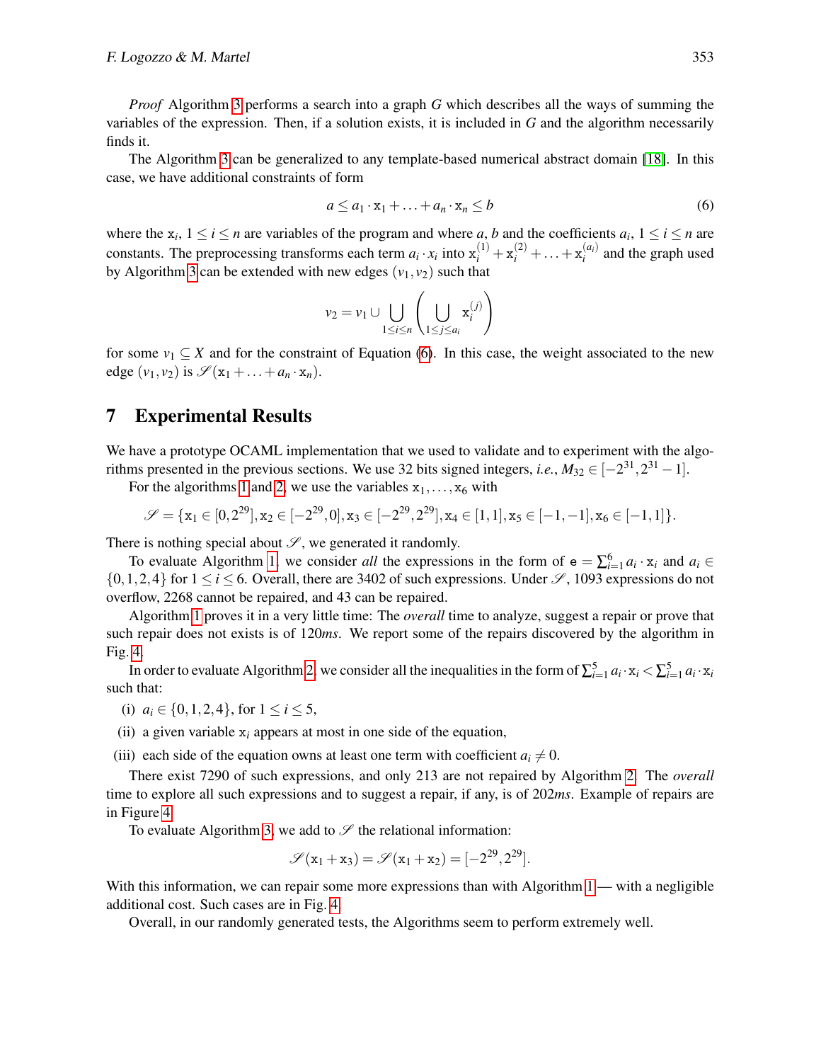*Proof* Algorithm 3 performs a search into a graph $G$ which describes all the ways of summing the variables of the expression. Then, if a solution exists, it is included in $G$ and the algorithm necessarily finds it.

The Algorithm 3 can be generalized to any template-based numerical abstract domain [18]. In this case, we have additional constraints of form

$$a \leq a_1 \cdot \mathtt{x}_1 + \ldots + a_n \cdot \mathtt{x}_n \leq b \tag{6}$$

where the $\mathtt{x}_i$, $1 \leq i \leq n$ are variables of the program and where $a$, $b$ and the coefficients $a_i$, $1 \leq i \leq n$ are constants. The preprocessing transforms each term $a_i \cdot x_i$ into $\mathtt{x}_i^{(1)} + \mathtt{x}_i^{(2)} + \ldots + \mathtt{x}_i^{(a_i)}$ and the graph used by Algorithm 3 can be extended with new edges $(v_1, v_2)$ such that

$$v_2 = v_1 \cup \bigcup_{1 \leq i \leq n} \left( \bigcup_{1 \leq j \leq a_i} \mathtt{x}_i^{(j)} \right)$$

for some $v_1 \subseteq X$ and for the constraint of Equation (6). In this case, the weight associated to the new edge $(v_1, v_2)$ is $\mathscr{S}(\mathtt{x}_1 + \ldots + a_n \cdot \mathtt{x}_n)$.

## 7 Experimental Results

We have a prototype OCAML implementation that we used to validate and to experiment with the algorithms presented in the previous sections. We use 32 bits signed integers, *i.e.*, $M_{32} \in [-2^{31}, 2^{31} - 1]$.

For the algorithms 1 and 2, we use the variables $\mathtt{x}_1, \ldots, \mathtt{x}_6$ with

$$\mathscr{S} = \{\mathtt{x}_1 \in [0, 2^{29}], \mathtt{x}_2 \in [-2^{29}, 0], \mathtt{x}_3 \in [-2^{29}, 2^{29}], \mathtt{x}_4 \in [1, 1], \mathtt{x}_5 \in [-1, -1], \mathtt{x}_6 \in [-1, 1]\}.$$

There is nothing special about $\mathscr{S}$, we generated it randomly.

To evaluate Algorithm 1, we consider *all* the expressions in the form of $\mathtt{e} = \sum_{i=1}^{6} a_i \cdot \mathtt{x}_i$ and $a_i \in \{0, 1, 2, 4\}$ for $1 \leq i \leq 6$. Overall, there are 3402 of such expressions. Under $\mathscr{S}$, 1093 expressions do not overflow, 2268 cannot be repaired, and 43 can be repaired.

Algorithm 1 proves it in a very little time: The *overall* time to analyze, suggest a repair or prove that such repair does not exists is of 120*ms*. We report some of the repairs discovered by the algorithm in Fig. 4.

In order to evaluate Algorithm 2, we consider all the inequalities in the form of $\sum_{i=1}^{5} a_i \cdot \mathtt{x}_i < \sum_{i=1}^{5} a_i \cdot \mathtt{x}_i$ such that:

(i) $a_i \in \{0, 1, 2, 4\}$, for $1 \leq i \leq 5$,

(ii) a given variable $\mathtt{x}_i$ appears at most in one side of the equation,

(iii) each side of the equation owns at least one term with coefficient $a_i \neq 0$.

There exist 7290 of such expressions, and only 213 are not repaired by Algorithm 2. The *overall* time to explore all such expressions and to suggest a repair, if any, is of 202*ms*. Example of repairs are in Figure 4.

To evaluate Algorithm 3, we add to $\mathscr{S}$ the relational information:

$$\mathscr{S}(\mathtt{x}_1 + \mathtt{x}_3) = \mathscr{S}(\mathtt{x}_1 + \mathtt{x}_2) = [-2^{29}, 2^{29}].$$

With this information, we can repair some more expressions than with Algorithm 1— with a negligible additional cost. Such cases are in Fig. 4.

Overall, in our randomly generated tests, the Algorithms seem to perform extremely well.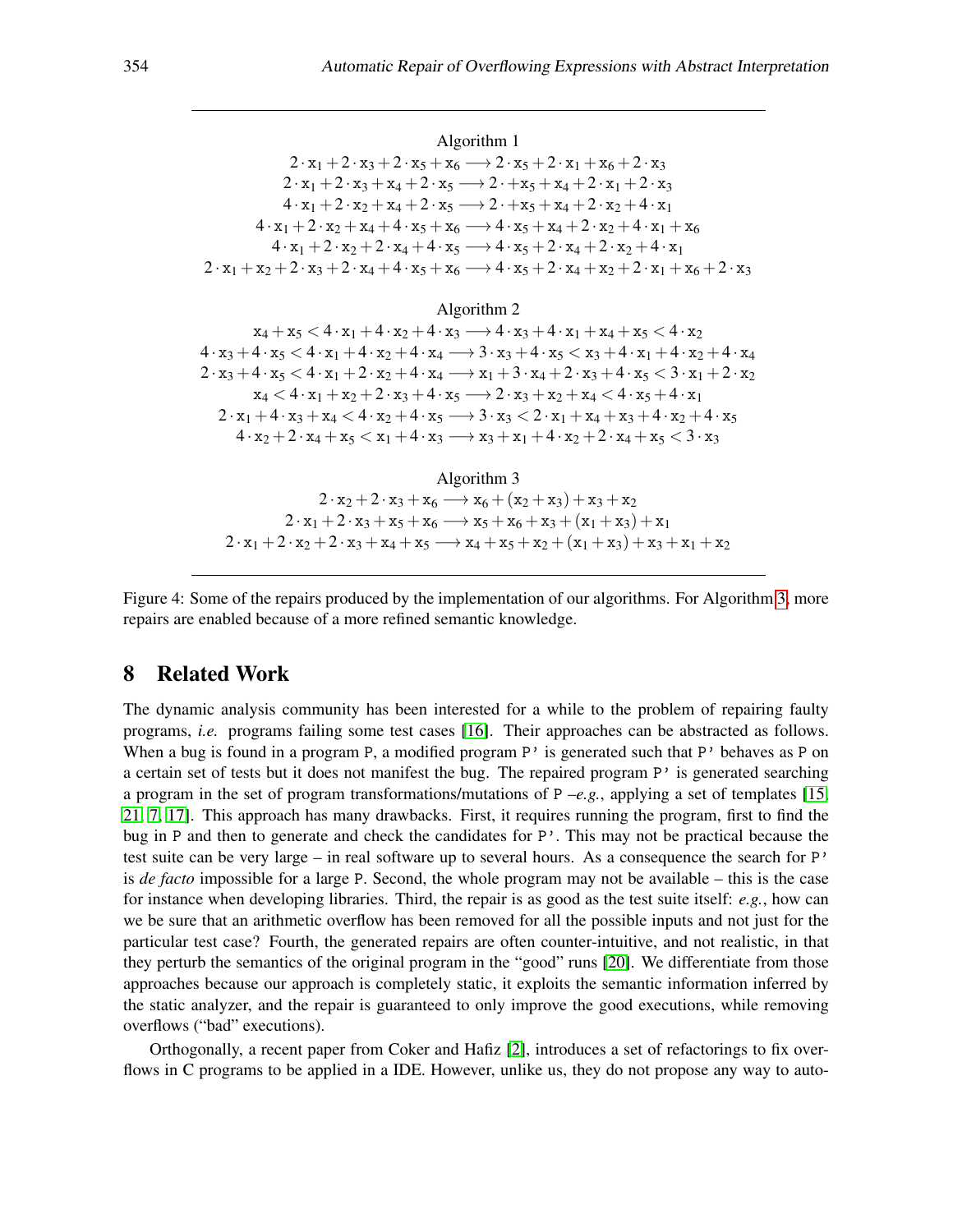Algorithm 1

$$2 \cdot x_1 + 2 \cdot x_3 + 2 \cdot x_5 + x_6 \longrightarrow 2 \cdot x_5 + 2 \cdot x_1 + x_6 + 2 \cdot x_3$$
$$2 \cdot x_1 + 2 \cdot x_3 + x_4 + 2 \cdot x_5 \longrightarrow 2 \cdot + x_5 + x_4 + 2 \cdot x_1 + 2 \cdot x_3$$
$$4 \cdot x_1 + 2 \cdot x_2 + x_4 + 2 \cdot x_5 \longrightarrow 2 \cdot + x_5 + x_4 + 2 \cdot x_2 + 4 \cdot x_1$$
$$4 \cdot x_1 + 2 \cdot x_2 + x_4 + 4 \cdot x_5 + x_6 \longrightarrow 4 \cdot x_5 + x_4 + 2 \cdot x_2 + 4 \cdot x_1 + x_6$$
$$4 \cdot x_1 + 2 \cdot x_2 + 2 \cdot x_4 + 4 \cdot x_5 \longrightarrow 4 \cdot x_5 + 2 \cdot x_4 + 2 \cdot x_2 + 4 \cdot x_1$$
$$2 \cdot x_1 + x_2 + 2 \cdot x_3 + 2 \cdot x_4 + 4 \cdot x_5 + x_6 \longrightarrow 4 \cdot x_5 + 2 \cdot x_4 + x_2 + 2 \cdot x_1 + x_6 + 2 \cdot x_3$$

Algorithm 2

$$x_4 + x_5 < 4 \cdot x_1 + 4 \cdot x_2 + 4 \cdot x_3 \longrightarrow 4 \cdot x_3 + 4 \cdot x_1 + x_4 + x_5 < 4 \cdot x_2$$
$$4 \cdot x_3 + 4 \cdot x_5 < 4 \cdot x_1 + 4 \cdot x_2 + 4 \cdot x_4 \longrightarrow 3 \cdot x_3 + 4 \cdot x_5 < x_3 + 4 \cdot x_1 + 4 \cdot x_2 + 4 \cdot x_4$$
$$2 \cdot x_3 + 4 \cdot x_5 < 4 \cdot x_1 + 2 \cdot x_2 + 4 \cdot x_4 \longrightarrow x_1 + 3 \cdot x_4 + 2 \cdot x_3 + 4 \cdot x_5 < 3 \cdot x_1 + 2 \cdot x_2$$
$$x_4 < 4 \cdot x_1 + x_2 + 2 \cdot x_3 + 4 \cdot x_5 \longrightarrow 2 \cdot x_3 + x_2 + x_4 < 4 \cdot x_5 + 4 \cdot x_1$$
$$2 \cdot x_1 + 4 \cdot x_3 + x_4 < 4 \cdot x_2 + 4 \cdot x_5 \longrightarrow 3 \cdot x_3 < 2 \cdot x_1 + x_4 + x_3 + 4 \cdot x_2 + 4 \cdot x_5$$
$$4 \cdot x_2 + 2 \cdot x_4 + x_5 < x_1 + 4 \cdot x_3 \longrightarrow x_3 + x_1 + 4 \cdot x_2 + 2 \cdot x_4 + x_5 < 3 \cdot x_3$$

Algorithm 3

$$2 \cdot x_2 + 2 \cdot x_3 + x_6 \longrightarrow x_6 + (x_2 + x_3) + x_3 + x_2$$
$$2 \cdot x_1 + 2 \cdot x_3 + x_5 + x_6 \longrightarrow x_5 + x_6 + x_3 + (x_1 + x_3) + x_1$$
$$2 \cdot x_1 + 2 \cdot x_2 + 2 \cdot x_3 + x_4 + x_5 \longrightarrow x_4 + x_5 + x_2 + (x_1 + x_3) + x_3 + x_1 + x_2$$

Figure 4: Some of the repairs produced by the implementation of our algorithms. For Algorithm 3, more repairs are enabled because of a more refined semantic knowledge.

## 8 Related Work

The dynamic analysis community has been interested for a while to the problem of repairing faulty programs, *i.e.* programs failing some test cases [16]. Their approaches can be abstracted as follows. When a bug is found in a program P, a modified program P' is generated such that P' behaves as P on a certain set of tests but it does not manifest the bug. The repaired program P' is generated searching a program in the set of program transformations/mutations of P –*e.g.*, applying a set of templates [15, 21, 7, 17]. This approach has many drawbacks. First, it requires running the program, first to find the bug in P and then to generate and check the candidates for P'. This may not be practical because the test suite can be very large – in real software up to several hours. As a consequence the search for P' is *de facto* impossible for a large P. Second, the whole program may not be available – this is the case for instance when developing libraries. Third, the repair is as good as the test suite itself: *e.g.*, how can we be sure that an arithmetic overflow has been removed for all the possible inputs and not just for the particular test case? Fourth, the generated repairs are often counter-intuitive, and not realistic, in that they perturb the semantics of the original program in the "good" runs [20]. We differentiate from those approaches because our approach is completely static, it exploits the semantic information inferred by the static analyzer, and the repair is guaranteed to only improve the good executions, while removing overflows ("bad" executions).

Orthogonally, a recent paper from Coker and Hafiz [2], introduces a set of refactorings to fix overflows in C programs to be applied in a IDE. However, unlike us, they do not propose any way to auto-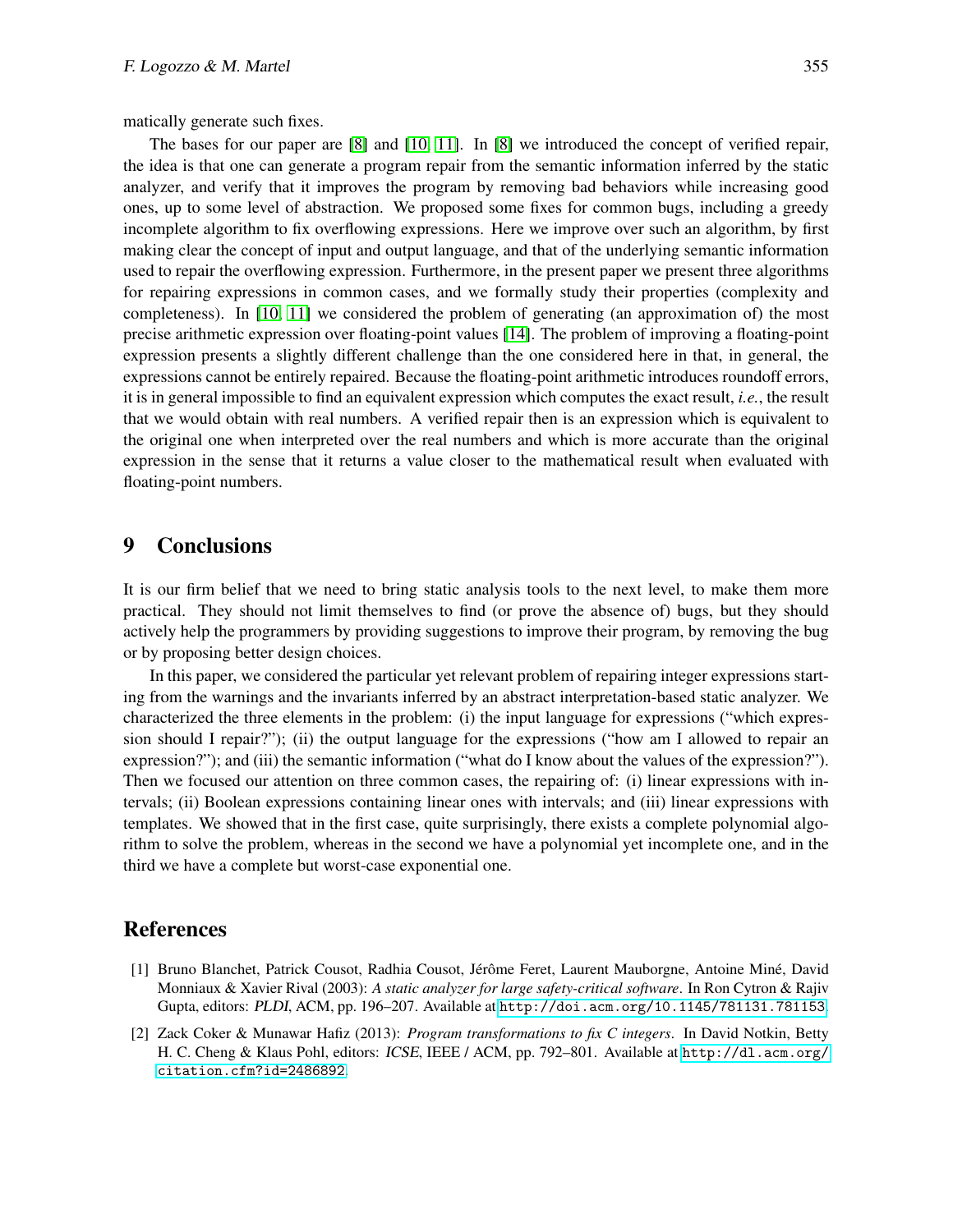matically generate such fixes.

The bases for our paper are [8] and [10, 11]. In [8] we introduced the concept of verified repair, the idea is that one can generate a program repair from the semantic information inferred by the static analyzer, and verify that it improves the program by removing bad behaviors while increasing good ones, up to some level of abstraction. We proposed some fixes for common bugs, including a greedy incomplete algorithm to fix overflowing expressions. Here we improve over such an algorithm, by first making clear the concept of input and output language, and that of the underlying semantic information used to repair the overflowing expression. Furthermore, in the present paper we present three algorithms for repairing expressions in common cases, and we formally study their properties (complexity and completeness). In [10, 11] we considered the problem of generating (an approximation of) the most precise arithmetic expression over floating-point values [14]. The problem of improving a floating-point expression presents a slightly different challenge than the one considered here in that, in general, the expressions cannot be entirely repaired. Because the floating-point arithmetic introduces roundoff errors, it is in general impossible to find an equivalent expression which computes the exact result, *i.e.*, the result that we would obtain with real numbers. A verified repair then is an expression which is equivalent to the original one when interpreted over the real numbers and which is more accurate than the original expression in the sense that it returns a value closer to the mathematical result when evaluated with floating-point numbers.

## 9 Conclusions

It is our firm belief that we need to bring static analysis tools to the next level, to make them more practical. They should not limit themselves to find (or prove the absence of) bugs, but they should actively help the programmers by providing suggestions to improve their program, by removing the bug or by proposing better design choices.

In this paper, we considered the particular yet relevant problem of repairing integer expressions starting from the warnings and the invariants inferred by an abstract interpretation-based static analyzer. We characterized the three elements in the problem: (i) the input language for expressions ("which expression should I repair?"); (ii) the output language for the expressions ("how am I allowed to repair an expression?"); and (iii) the semantic information ("what do I know about the values of the expression?"). Then we focused our attention on three common cases, the repairing of: (i) linear expressions with intervals; (ii) Boolean expressions containing linear ones with intervals; and (iii) linear expressions with templates. We showed that in the first case, quite surprisingly, there exists a complete polynomial algorithm to solve the problem, whereas in the second we have a polynomial yet incomplete one, and in the third we have a complete but worst-case exponential one.

## References

[1] Bruno Blanchet, Patrick Cousot, Radhia Cousot, Jérôme Feret, Laurent Mauborgne, Antoine Miné, David Monniaux & Xavier Rival (2003): *A static analyzer for large safety-critical software*. In Ron Cytron & Rajiv Gupta, editors: *PLDI*, ACM, pp. 196–207. Available at http://doi.acm.org/10.1145/781131.781153.

[2] Zack Coker & Munawar Hafiz (2013): *Program transformations to fix C integers*. In David Notkin, Betty H. C. Cheng & Klaus Pohl, editors: *ICSE*, IEEE / ACM, pp. 792–801. Available at http://dl.acm.org/citation.cfm?id=2486892.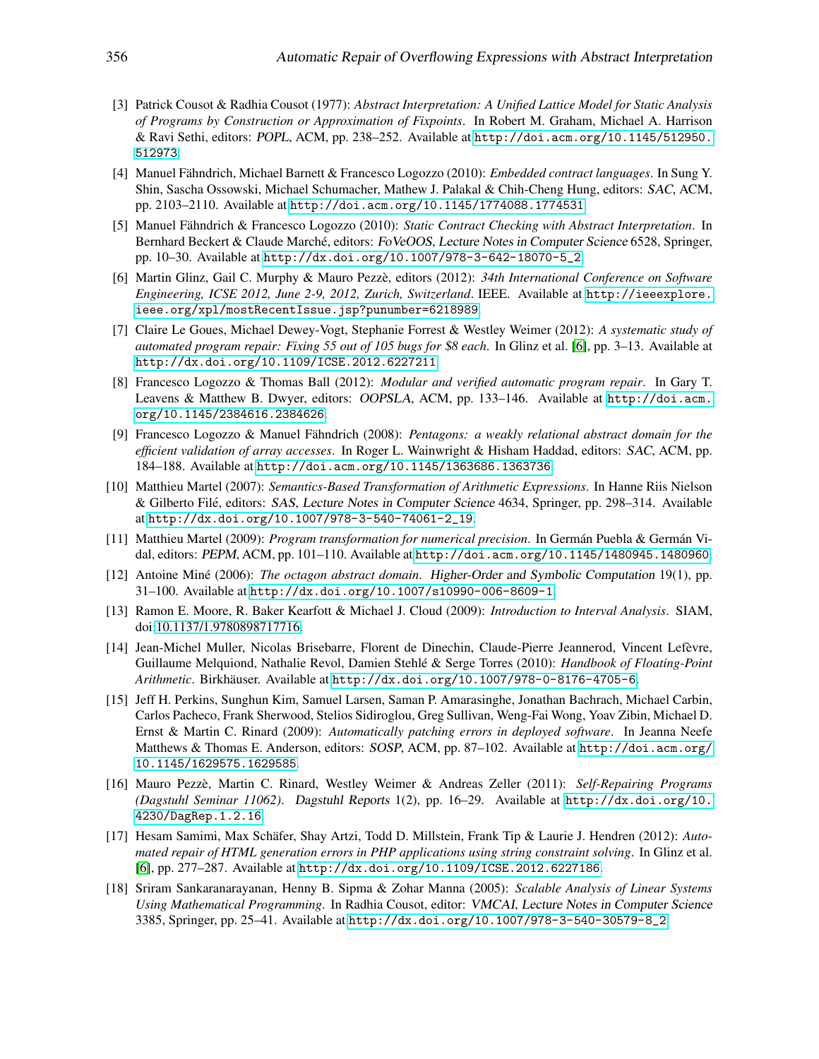[3] Patrick Cousot & Radhia Cousot (1977): *Abstract Interpretation: A Unified Lattice Model for Static Analysis of Programs by Construction or Approximation of Fixpoints*. In Robert M. Graham, Michael A. Harrison & Ravi Sethi, editors: *POPL*, ACM, pp. 238–252. Available at http://doi.acm.org/10.1145/512950.512973.

[4] Manuel Fähndrich, Michael Barnett & Francesco Logozzo (2010): *Embedded contract languages*. In Sung Y. Shin, Sascha Ossowski, Michael Schumacher, Mathew J. Palakal & Chih-Cheng Hung, editors: *SAC*, ACM, pp. 2103–2110. Available at http://doi.acm.org/10.1145/1774088.1774531.

[5] Manuel Fähndrich & Francesco Logozzo (2010): *Static Contract Checking with Abstract Interpretation*. In Bernhard Beckert & Claude Marché, editors: *FoVeOOS, Lecture Notes in Computer Science* 6528, Springer, pp. 10–30. Available at http://dx.doi.org/10.1007/978-3-642-18070-5_2.

[6] Martin Glinz, Gail C. Murphy & Mauro Pezzè, editors (2012): *34th International Conference on Software Engineering, ICSE 2012, June 2-9, 2012, Zurich, Switzerland*. IEEE. Available at http://ieeexplore.ieee.org/xpl/mostRecentIssue.jsp?punumber=6218989.

[7] Claire Le Goues, Michael Dewey-Vogt, Stephanie Forrest & Westley Weimer (2012): *A systematic study of automated program repair: Fixing 55 out of 105 bugs for $8 each*. In Glinz et al. [6], pp. 3–13. Available at http://dx.doi.org/10.1109/ICSE.2012.6227211.

[8] Francesco Logozzo & Thomas Ball (2012): *Modular and verified automatic program repair*. In Gary T. Leavens & Matthew B. Dwyer, editors: *OOPSLA*, ACM, pp. 133–146. Available at http://doi.acm.org/10.1145/2384616.2384626.

[9] Francesco Logozzo & Manuel Fähndrich (2008): *Pentagons: a weakly relational abstract domain for the efficient validation of array accesses*. In Roger L. Wainwright & Hisham Haddad, editors: *SAC*, ACM, pp. 184–188. Available at http://doi.acm.org/10.1145/1363686.1363736.

[10] Matthieu Martel (2007): *Semantics-Based Transformation of Arithmetic Expressions*. In Hanne Riis Nielson & Gilberto Filé, editors: *SAS, Lecture Notes in Computer Science* 4634, Springer, pp. 298–314. Available at http://dx.doi.org/10.1007/978-3-540-74061-2_19.

[11] Matthieu Martel (2009): *Program transformation for numerical precision*. In Germán Puebla & Germán Vidal, editors: *PEPM*, ACM, pp. 101–110. Available at http://doi.acm.org/10.1145/1480945.1480960.

[12] Antoine Miné (2006): *The octagon abstract domain*. *Higher-Order and Symbolic Computation* 19(1), pp. 31–100. Available at http://dx.doi.org/10.1007/s10990-006-8609-1.

[13] Ramon E. Moore, R. Baker Kearfott & Michael J. Cloud (2009): *Introduction to Interval Analysis*. SIAM, doi:10.1137/1.9780898717716.

[14] Jean-Michel Muller, Nicolas Brisebarre, Florent de Dinechin, Claude-Pierre Jeannerod, Vincent Lefèvre, Guillaume Melquiond, Nathalie Revol, Damien Stehlé & Serge Torres (2010): *Handbook of Floating-Point Arithmetic*. Birkhäuser. Available at http://dx.doi.org/10.1007/978-0-8176-4705-6.

[15] Jeff H. Perkins, Sunghun Kim, Samuel Larsen, Saman P. Amarasinghe, Jonathan Bachrach, Michael Carbin, Carlos Pacheco, Frank Sherwood, Stelios Sidiroglou, Greg Sullivan, Weng-Fai Wong, Yoav Zibin, Michael D. Ernst & Martin C. Rinard (2009): *Automatically patching errors in deployed software*. In Jeanna Neefe Matthews & Thomas E. Anderson, editors: *SOSP*, ACM, pp. 87–102. Available at http://doi.acm.org/10.1145/1629575.1629585.

[16] Mauro Pezzè, Martin C. Rinard, Westley Weimer & Andreas Zeller (2011): *Self-Repairing Programs (Dagstuhl Seminar 11062)*. *Dagstuhl Reports* 1(2), pp. 16–29. Available at http://dx.doi.org/10.4230/DagRep.1.2.16.

[17] Hesam Samimi, Max Schäfer, Shay Artzi, Todd D. Millstein, Frank Tip & Laurie J. Hendren (2012): *Automated repair of HTML generation errors in PHP applications using string constraint solving*. In Glinz et al. [6], pp. 277–287. Available at http://dx.doi.org/10.1109/ICSE.2012.6227186.

[18] Sriram Sankaranarayanan, Henny B. Sipma & Zohar Manna (2005): *Scalable Analysis of Linear Systems Using Mathematical Programming*. In Radhia Cousot, editor: *VMCAI, Lecture Notes in Computer Science* 3385, Springer, pp. 25–41. Available at http://dx.doi.org/10.1007/978-3-540-30579-8_2.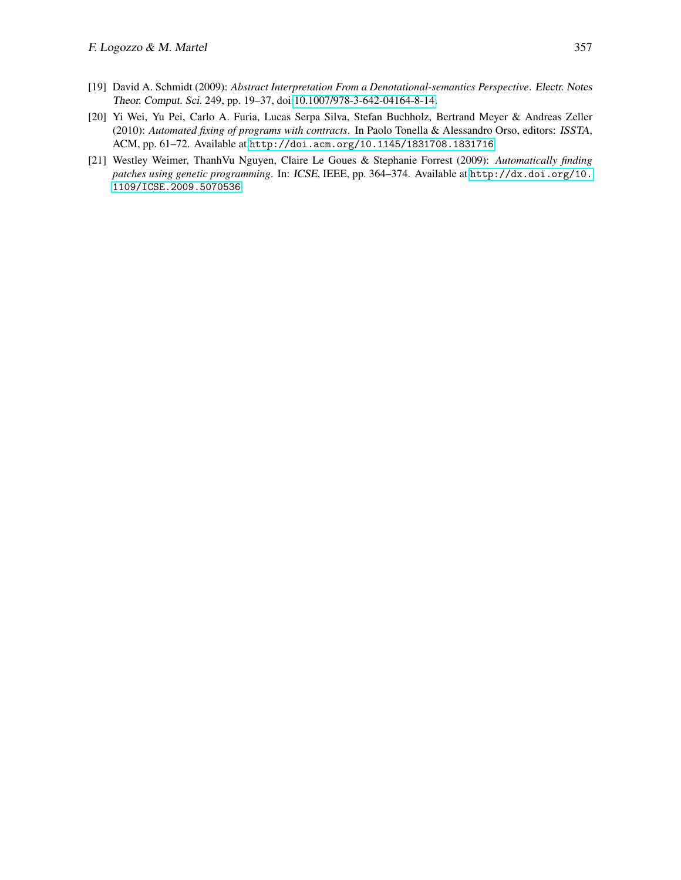[19] David A. Schmidt (2009): *Abstract Interpretation From a Denotational-semantics Perspective*. Electr. Notes Theor. Comput. Sci. 249, pp. 19–37, doi:10.1007/978-3-642-04164-8-14.

[20] Yi Wei, Yu Pei, Carlo A. Furia, Lucas Serpa Silva, Stefan Buchholz, Bertrand Meyer & Andreas Zeller (2010): *Automated fixing of programs with contracts*. In Paolo Tonella & Alessandro Orso, editors: ISSTA, ACM, pp. 61–72. Available at `http://doi.acm.org/10.1145/1831708.1831716`.

[21] Westley Weimer, ThanhVu Nguyen, Claire Le Goues & Stephanie Forrest (2009): *Automatically finding patches using genetic programming*. In: ICSE, IEEE, pp. 364–374. Available at `http://dx.doi.org/10.1109/ICSE.2009.5070536`.